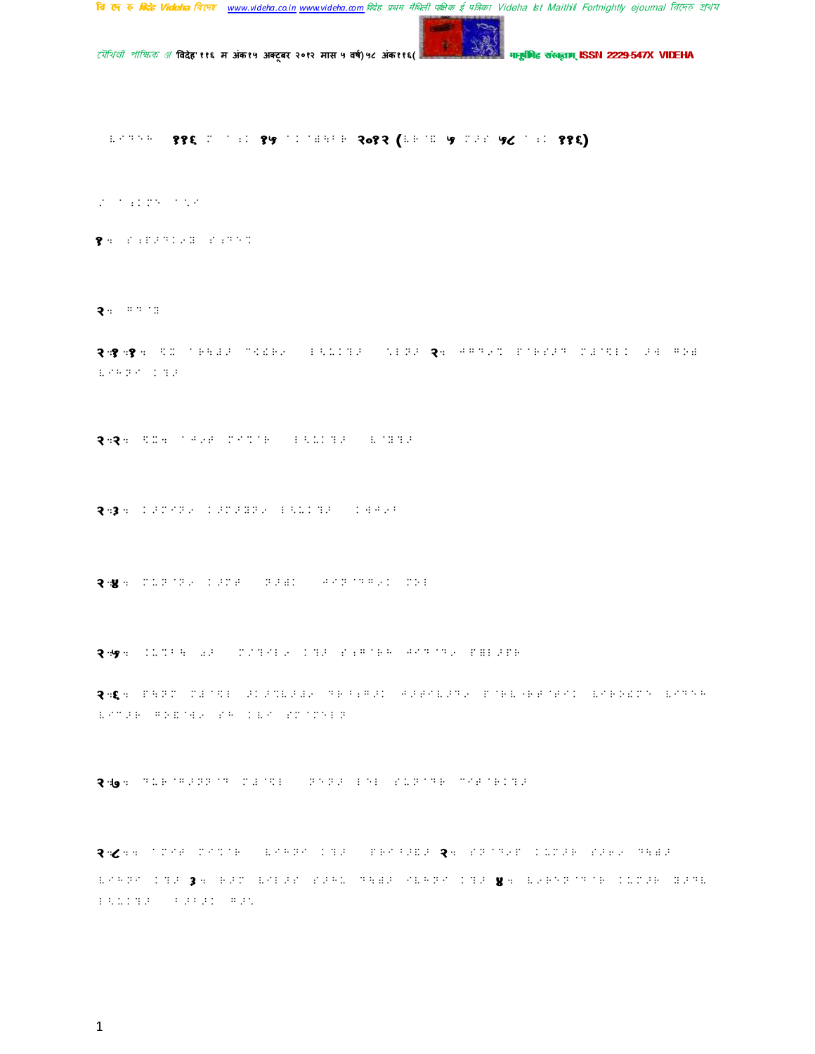विदेह ११६ म अंक १५ अक्टूबर २०१२ (वर्ष ५ मास ५८ अंक ११६)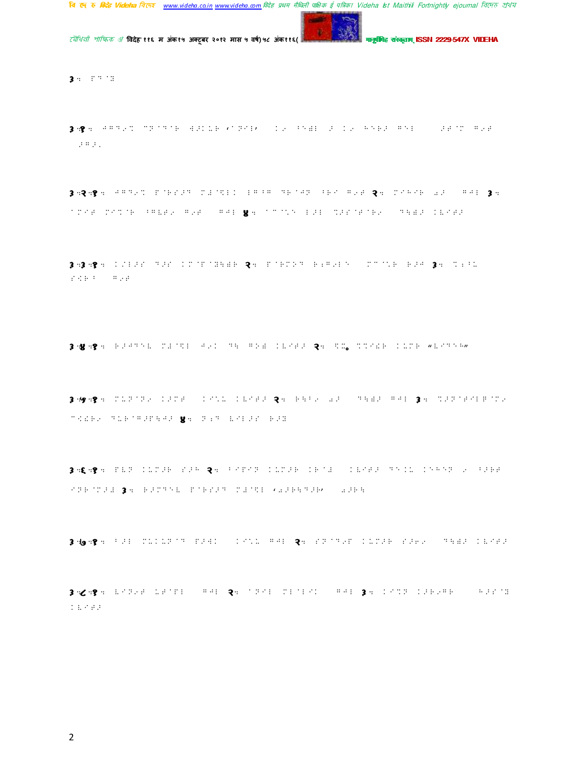३ः

३ः१ः

३ः२ः१ः २ः ३ः ४ः

३ः३ः१ः २ः ३ः

३ः४ः१ः २ः

३ः५ः१ः २ः ३ः ४ः

३ः६ः१ः २ः ३ः

३ः७ः१ः २ः

३ः८ः१ः २ः ३ः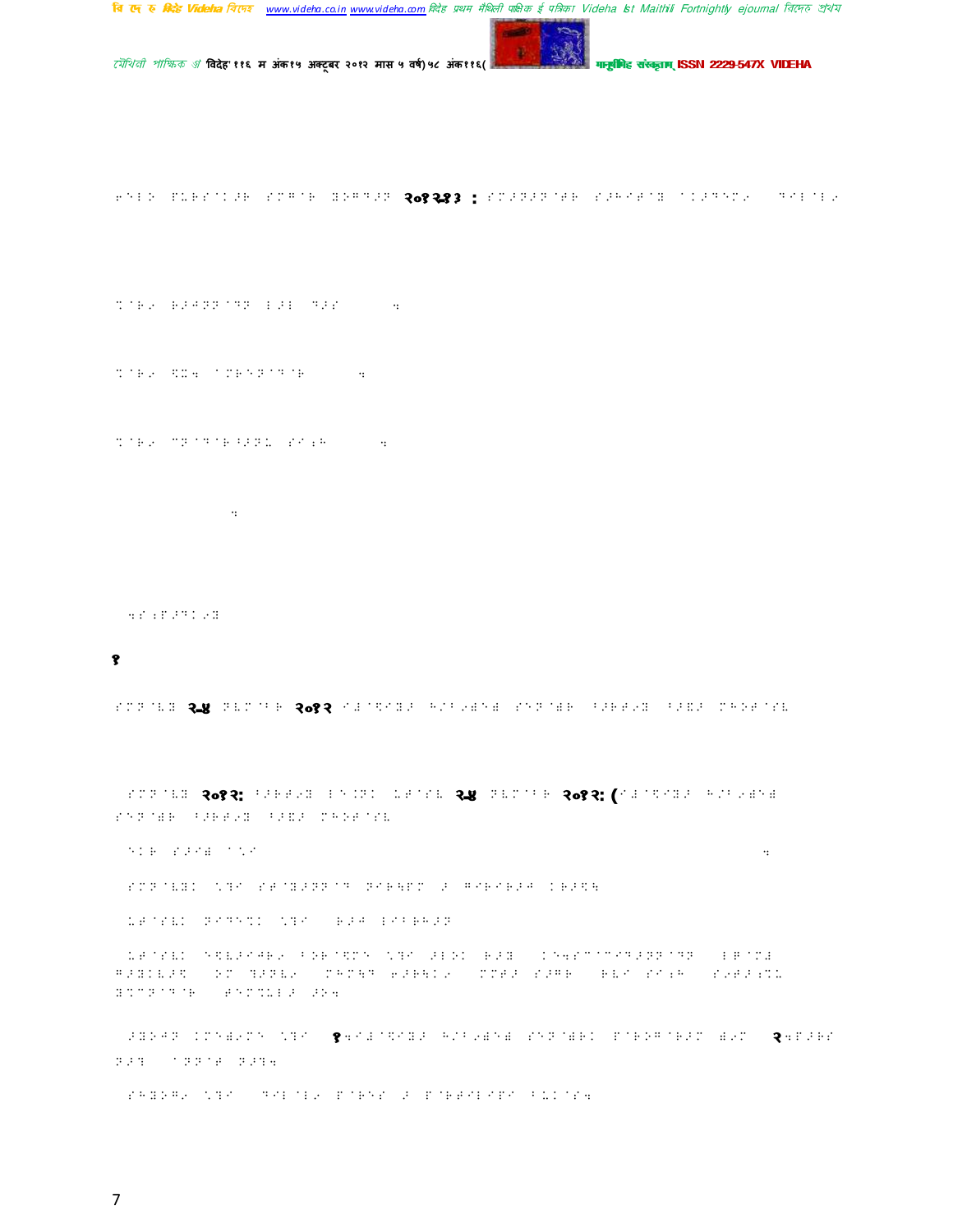२०१२-१३ :

१

२-४ २०१२

२०१२: २-४ २०१२: (

१ २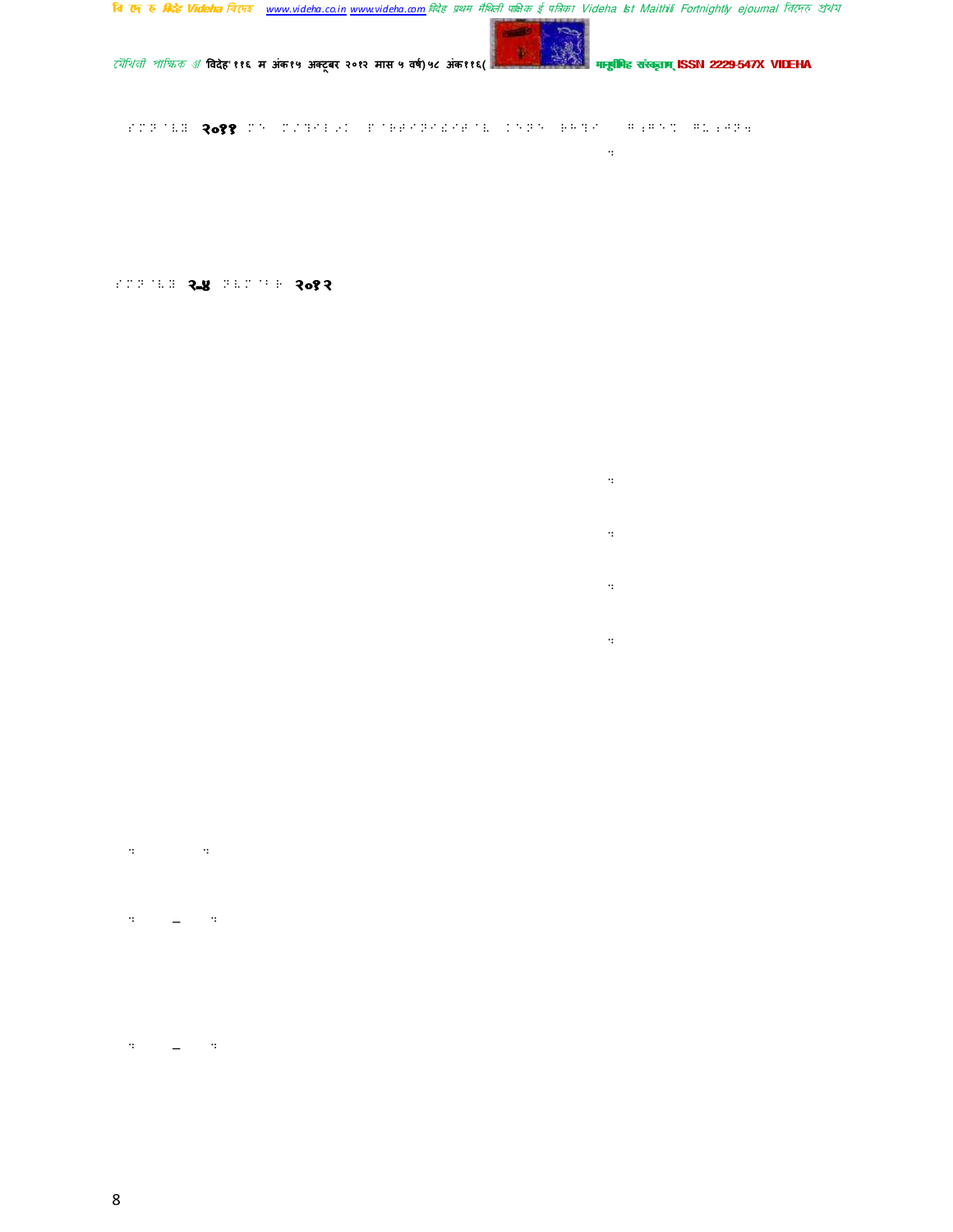२०११ 

२-४ २०१२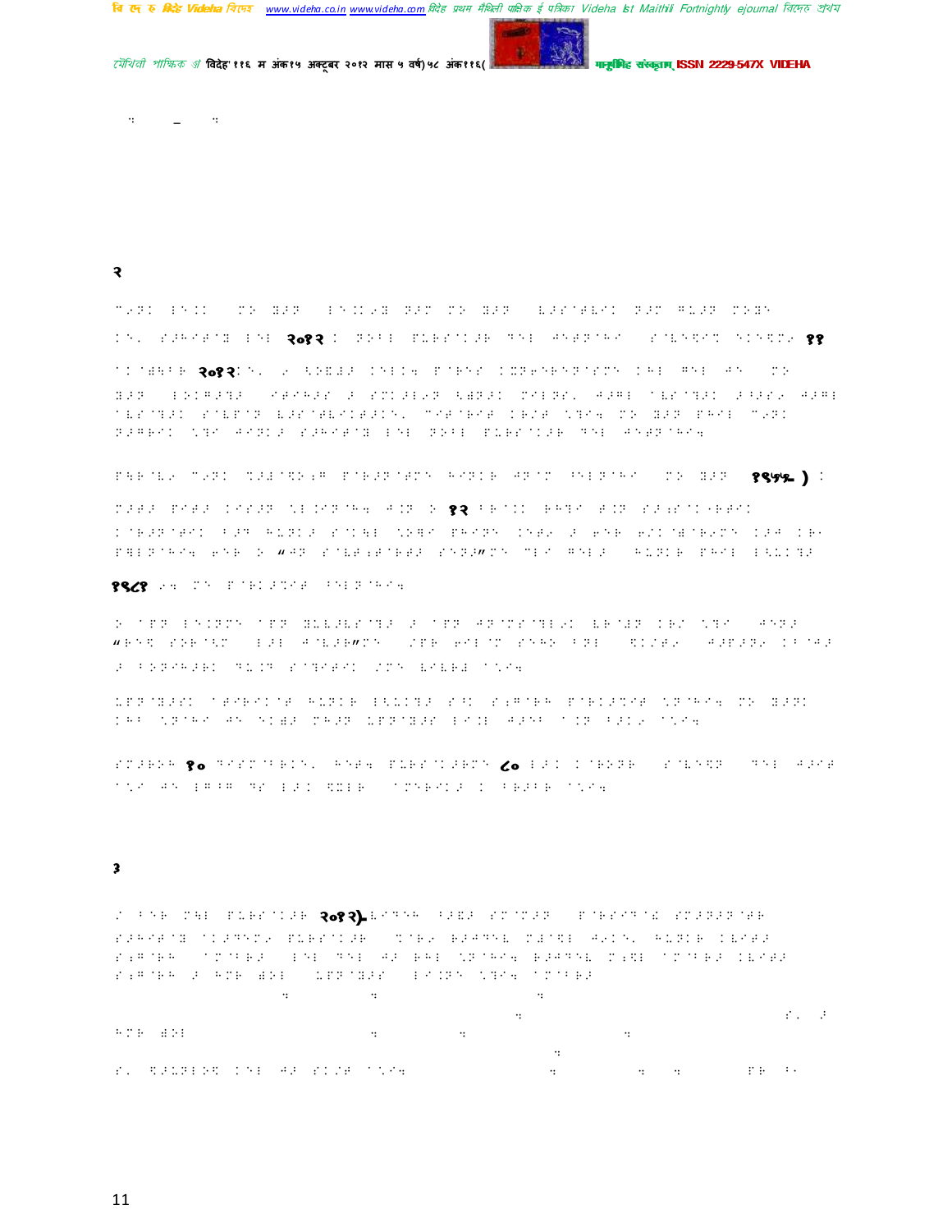२

३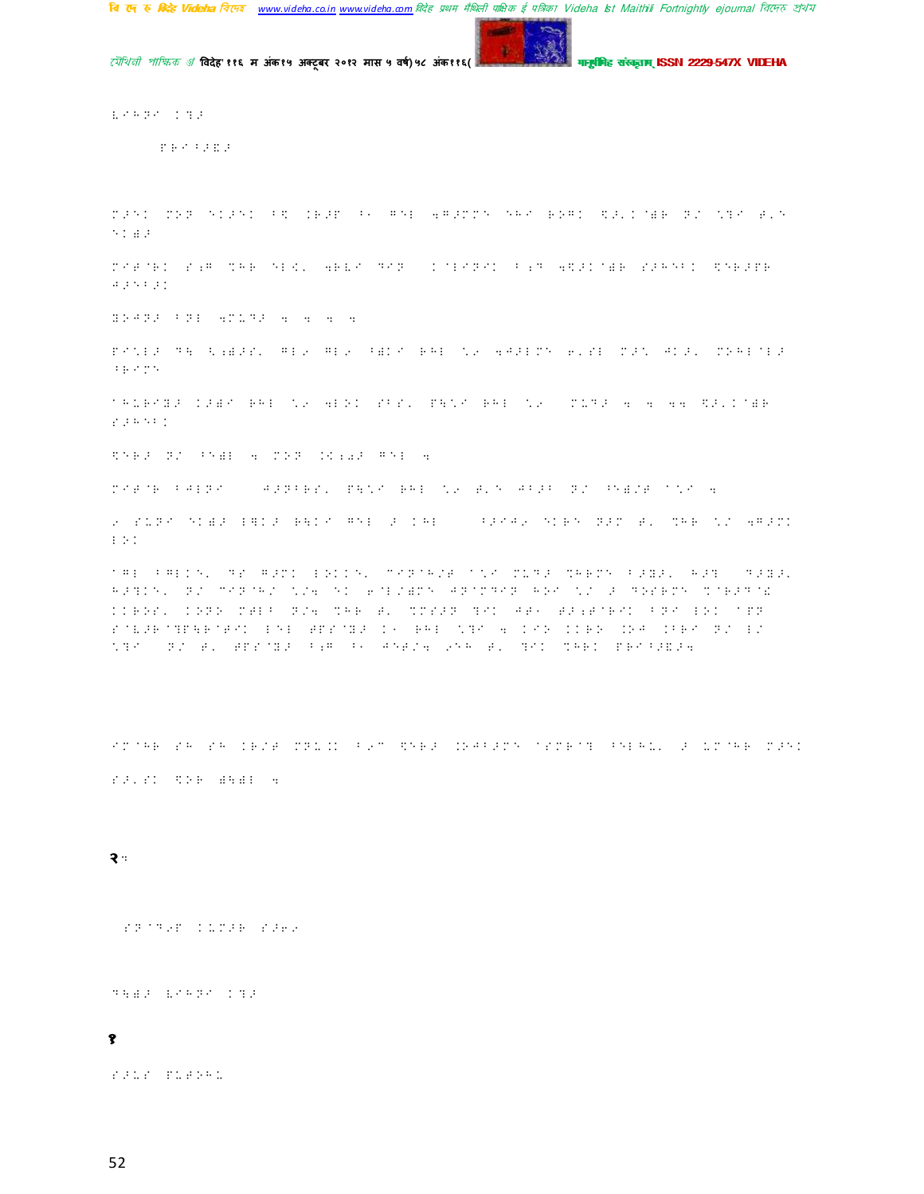२

१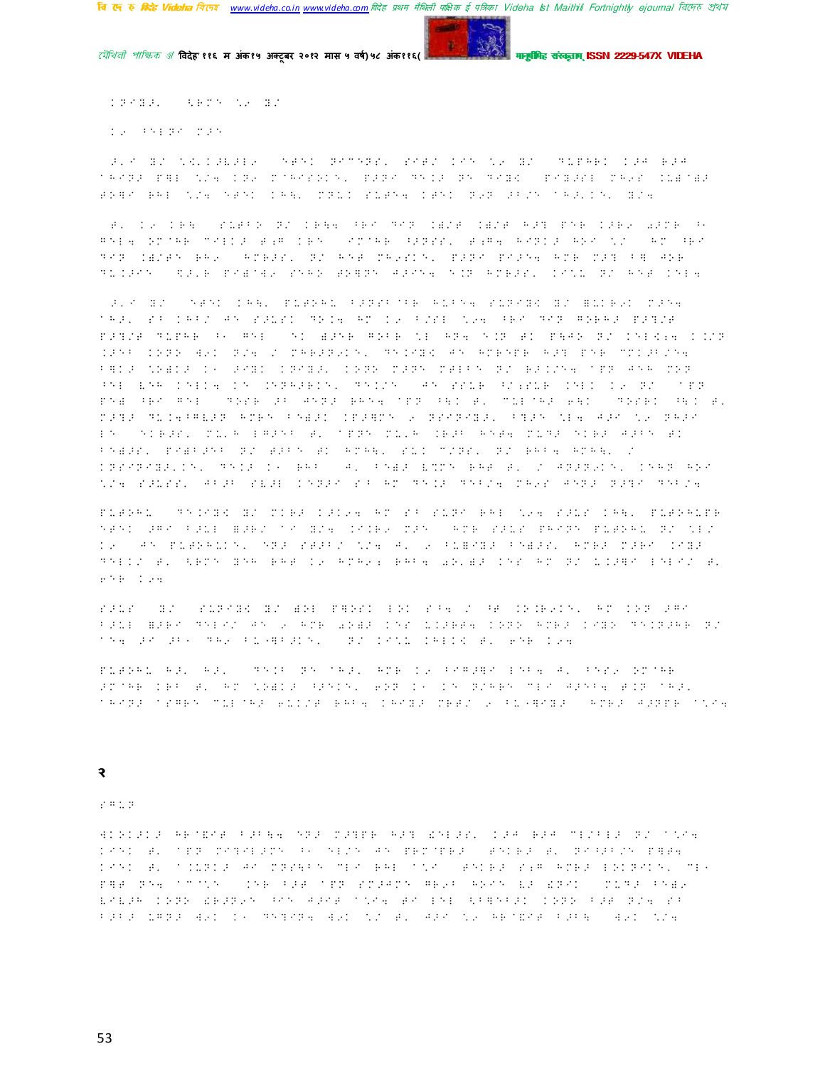## २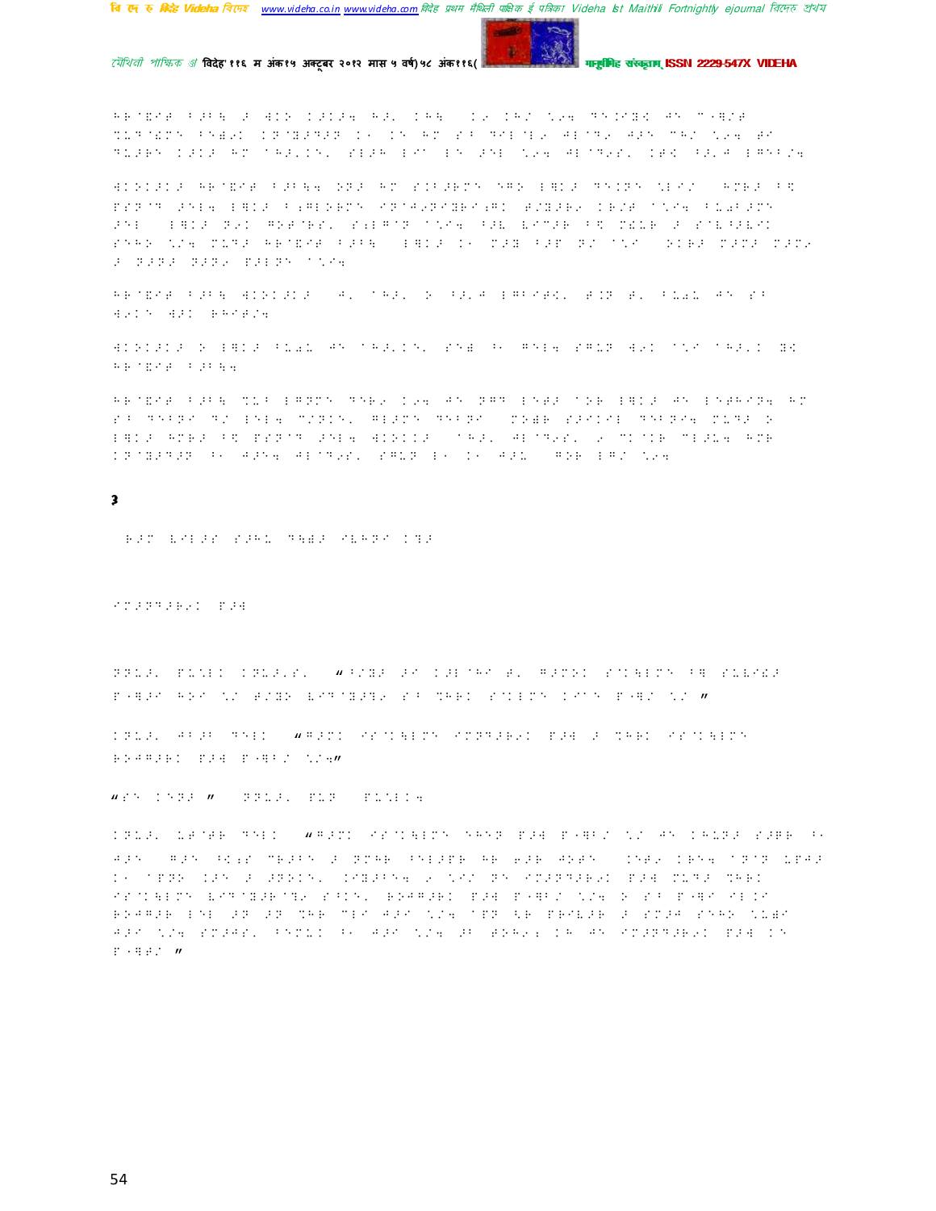**3**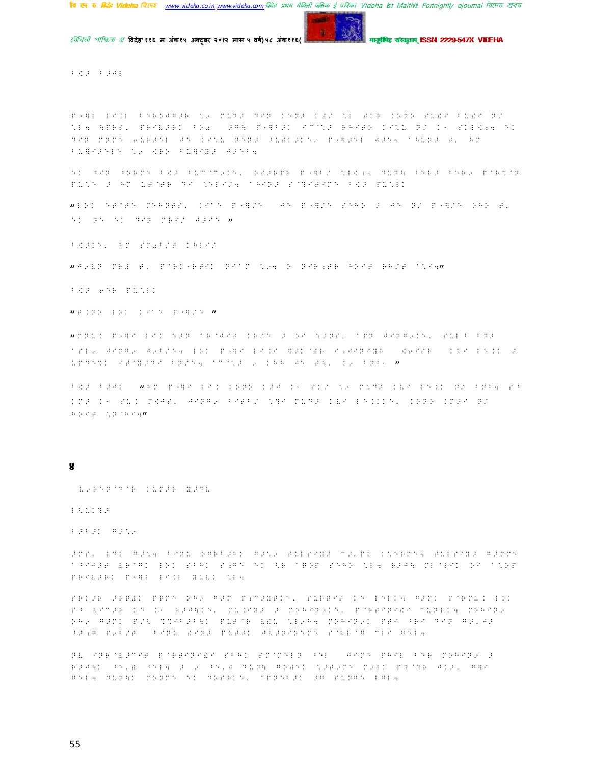४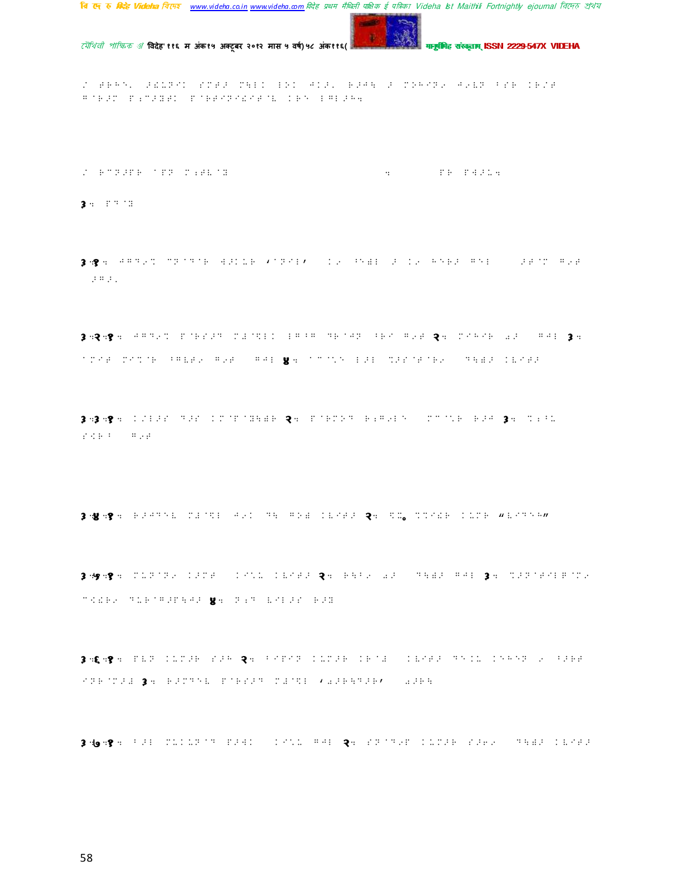३.१.

३.२.१.

३.३.१.

३.४.१.

३.५.१.

३.६.१.

३.७.१.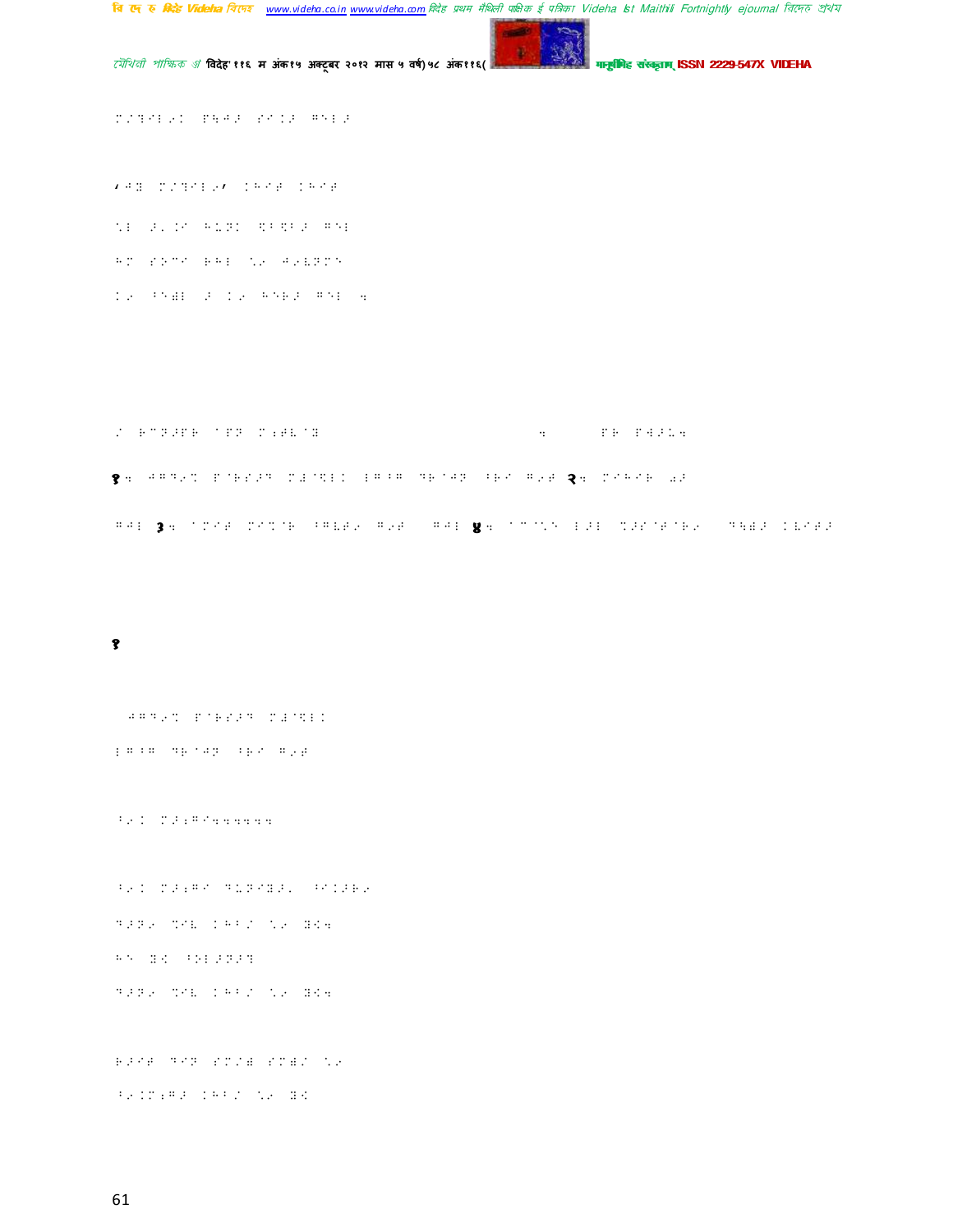१

२

३

४

१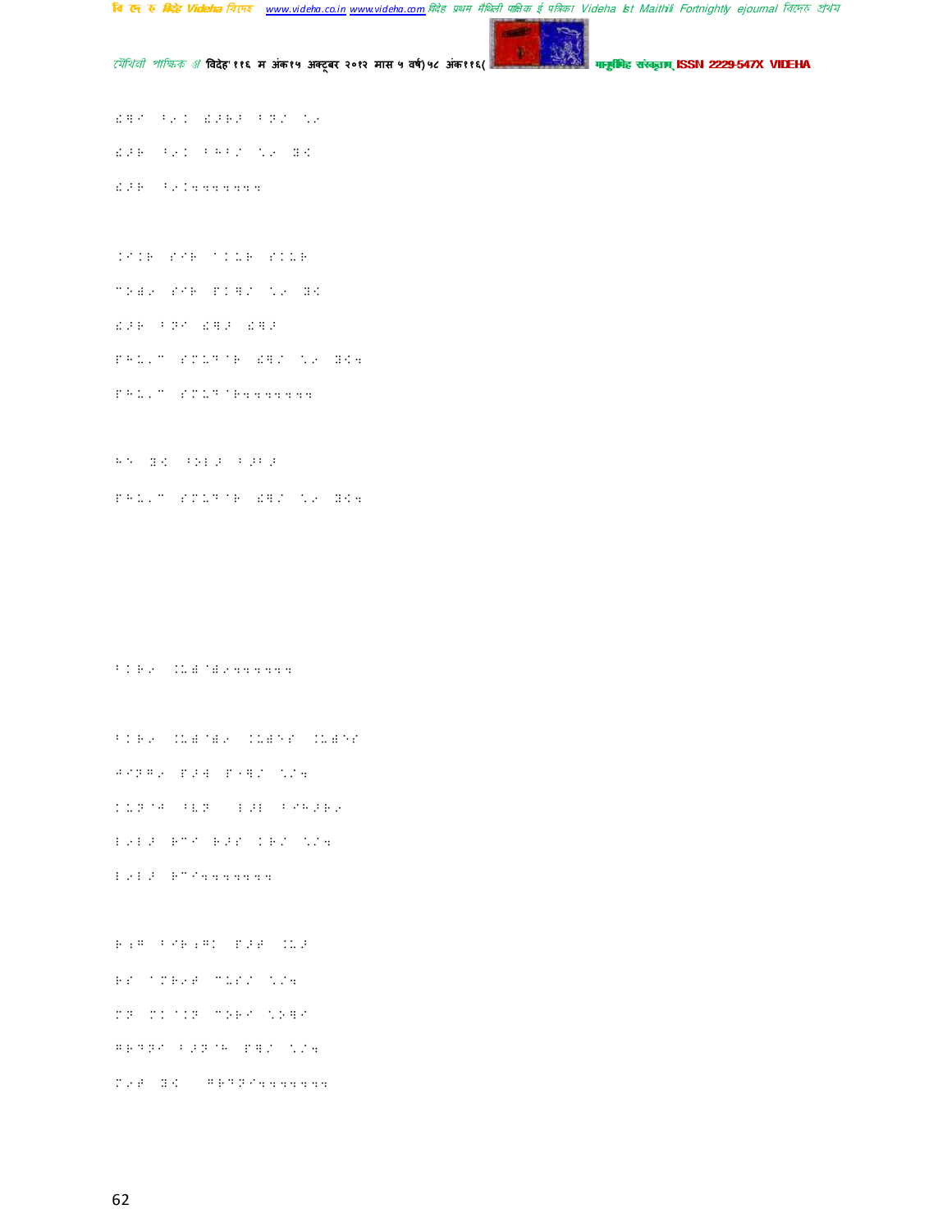ढेरि बेढ ढ़जेड बेढि ऽ
ढ़जेड बेढ बेहेढि ऽ ऽक
ढ़जेड बेढ़ऽऽऽऽऽऽऽ

ढ़रहे सरेड ढ़ढ़ुड सढ़ुड
ऽढेढ सरेड ढ़ढ़ेढि ऽ ऽक
ढ़जेड बेढि ढेढ ढेढ
ढ़ढ़ुड सढ़ुढ़ेड ढेढि ऽ ऽकऽ
ढ़ढ़ुड सढ़ुढ़ेढऽऽऽऽऽऽ

हऽ ऽक बेढेढ बेढेढ
ढ़ढ़ुड सढ़ुढ़ेड ढेढि ऽ ऽकऽ

बेढेढ ढ़ुढेढऽऽऽऽऽऽऽ

बेढेढ ढ़ुढेढ ढ़ुढेढ ढ़ुढेढ
ढ़ढ़ढ़ढ ढ़ढ़ढ ढ़ढ़ढि ऽऽऽ
ढ़ुढ़ढ़ बेढ ढ़ढ़ढ बेढेढढ
ढ़ढ़ढ़ ढ़ढ ढ़ढ़स ढ़ढि ऽऽऽ
ढ़ढ़ढ़ ढ़ढऽऽऽऽऽऽऽ

ढ़ढ़ढ बेढ़ढ़ ढ़ढ़ढ ढ़ुढ
ढ़स ढ़ढ़ढ़ ढ़ुसि ऽऽऽ
ढ़ढ ढ़ढ़ढ़ ढ़ढ़ढ़ ऽढ़ढ
ढ़ढ़ढ़ बेढ़ढ़ ढ़ढि ऽऽऽ
ढ़ढ़ ऽक ढ़ढ़ढ़ऽऽऽऽऽऽऽ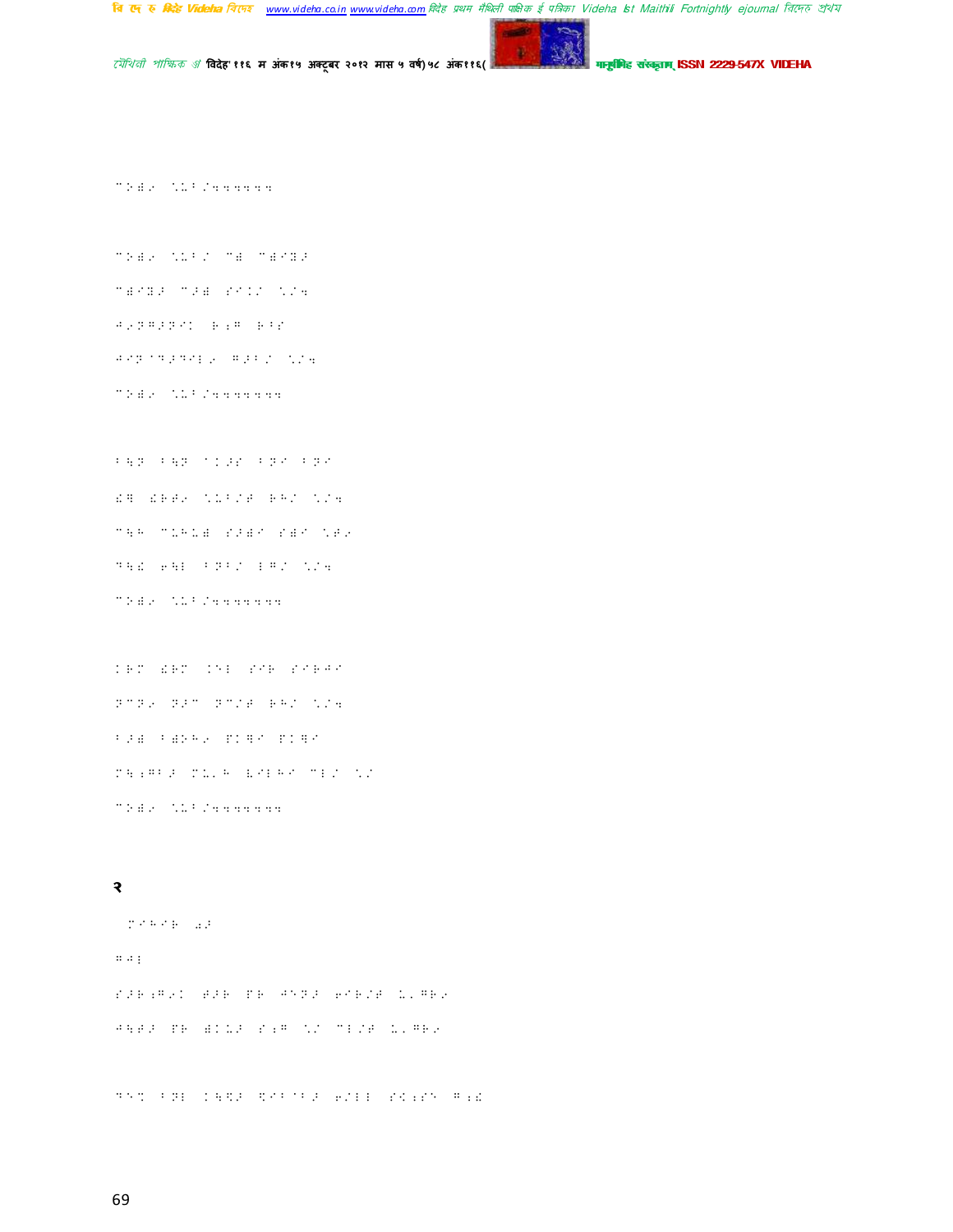२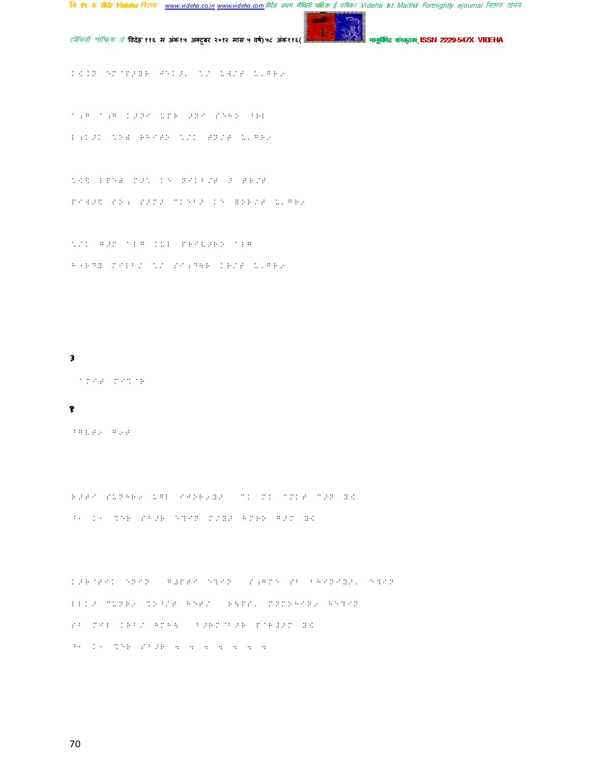**३**

**१**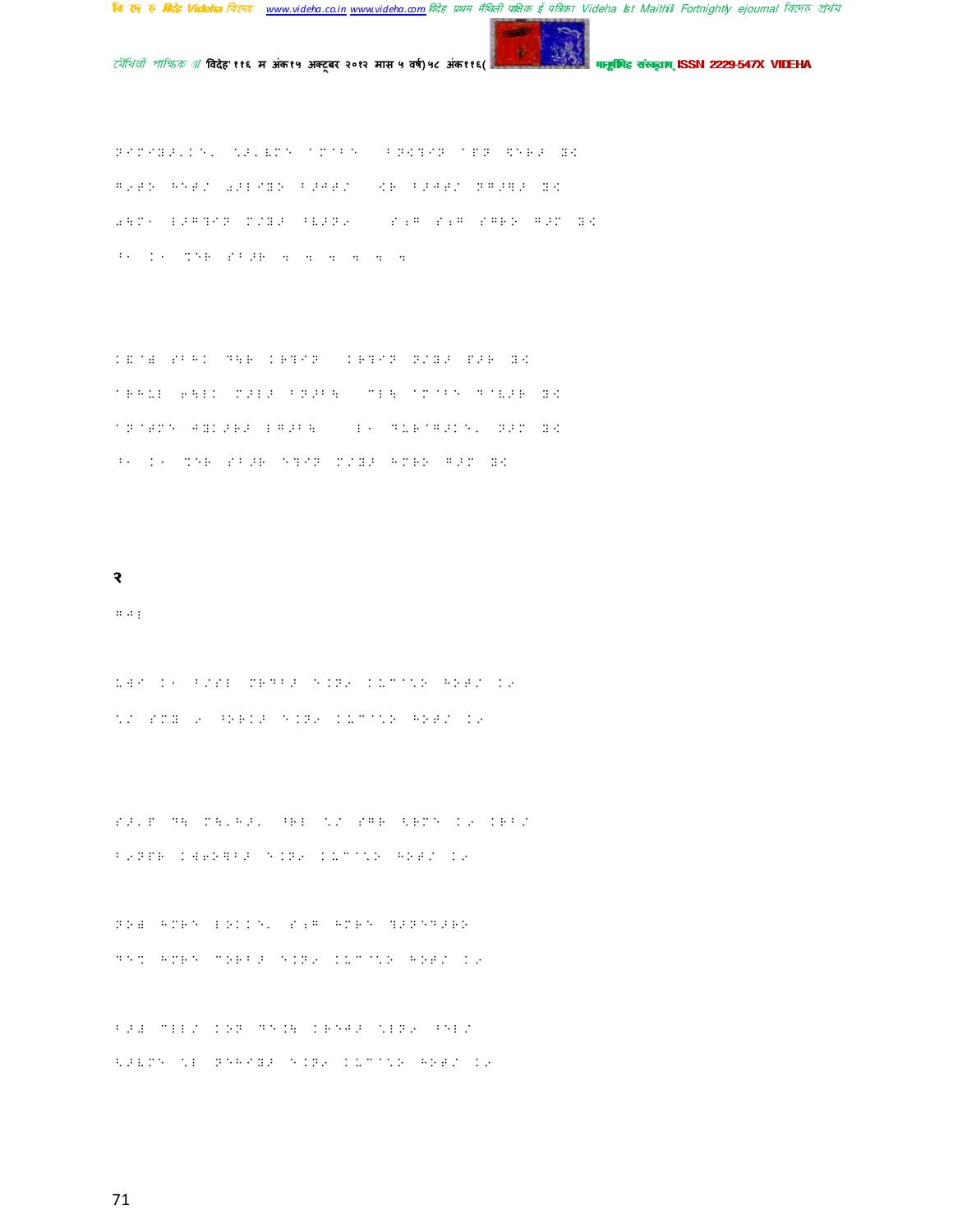२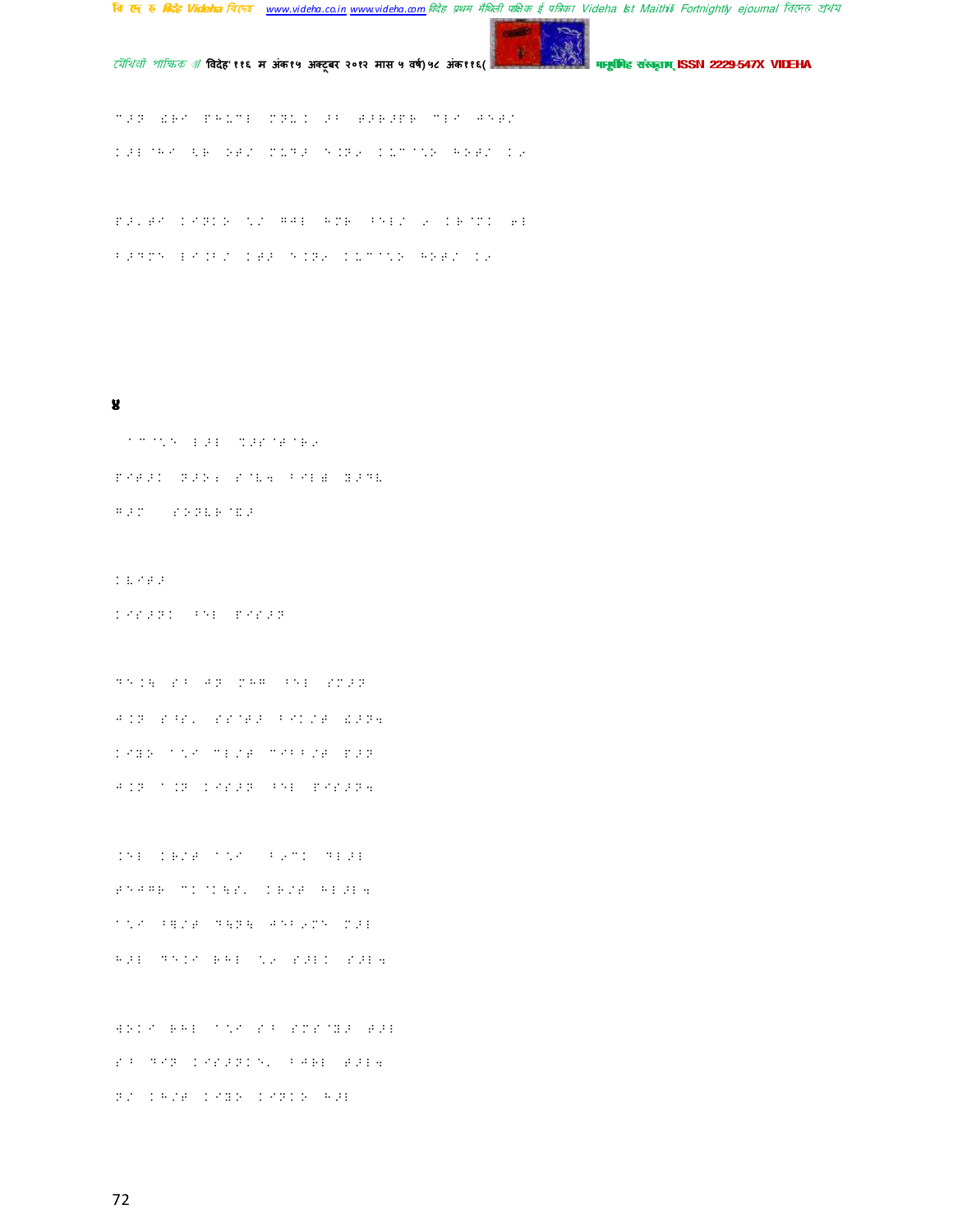४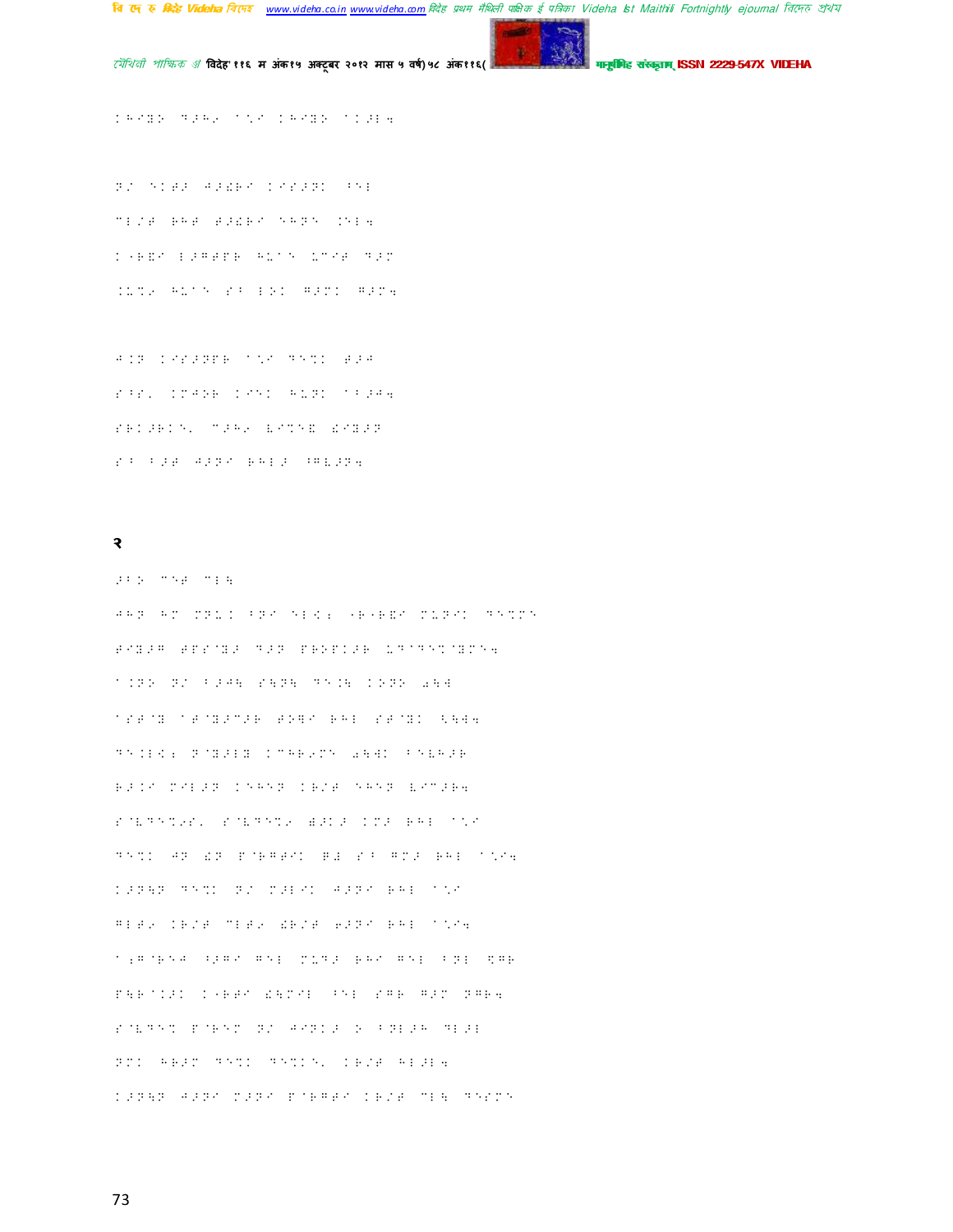२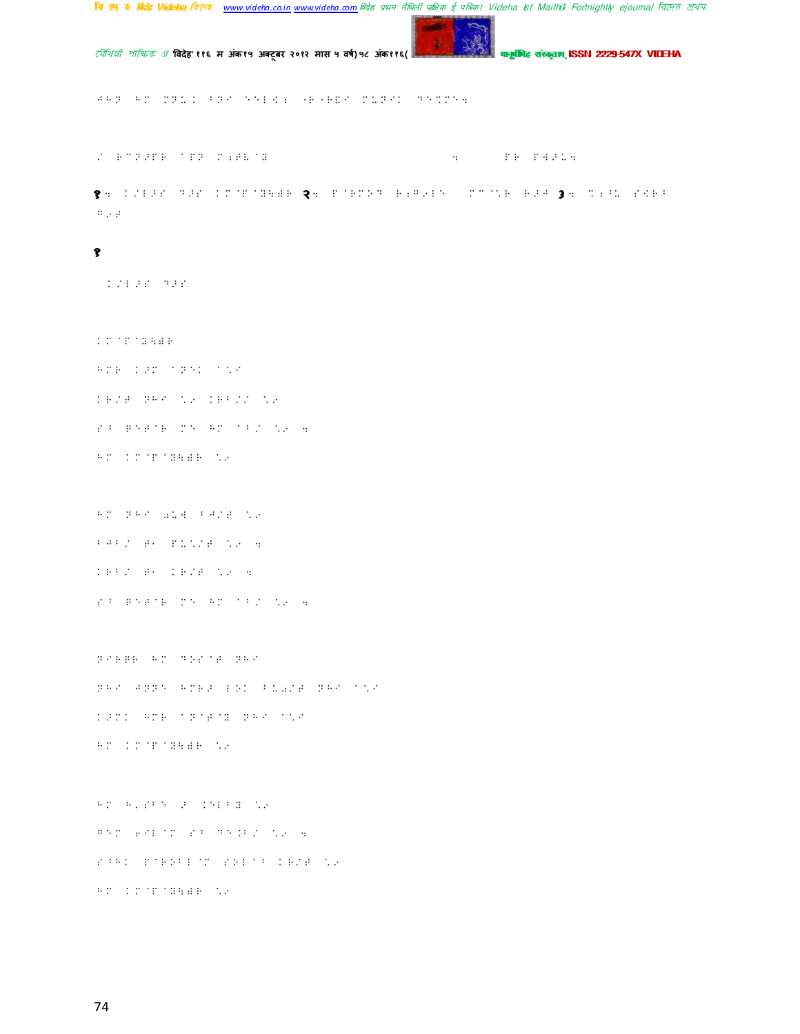१. २. ३.

१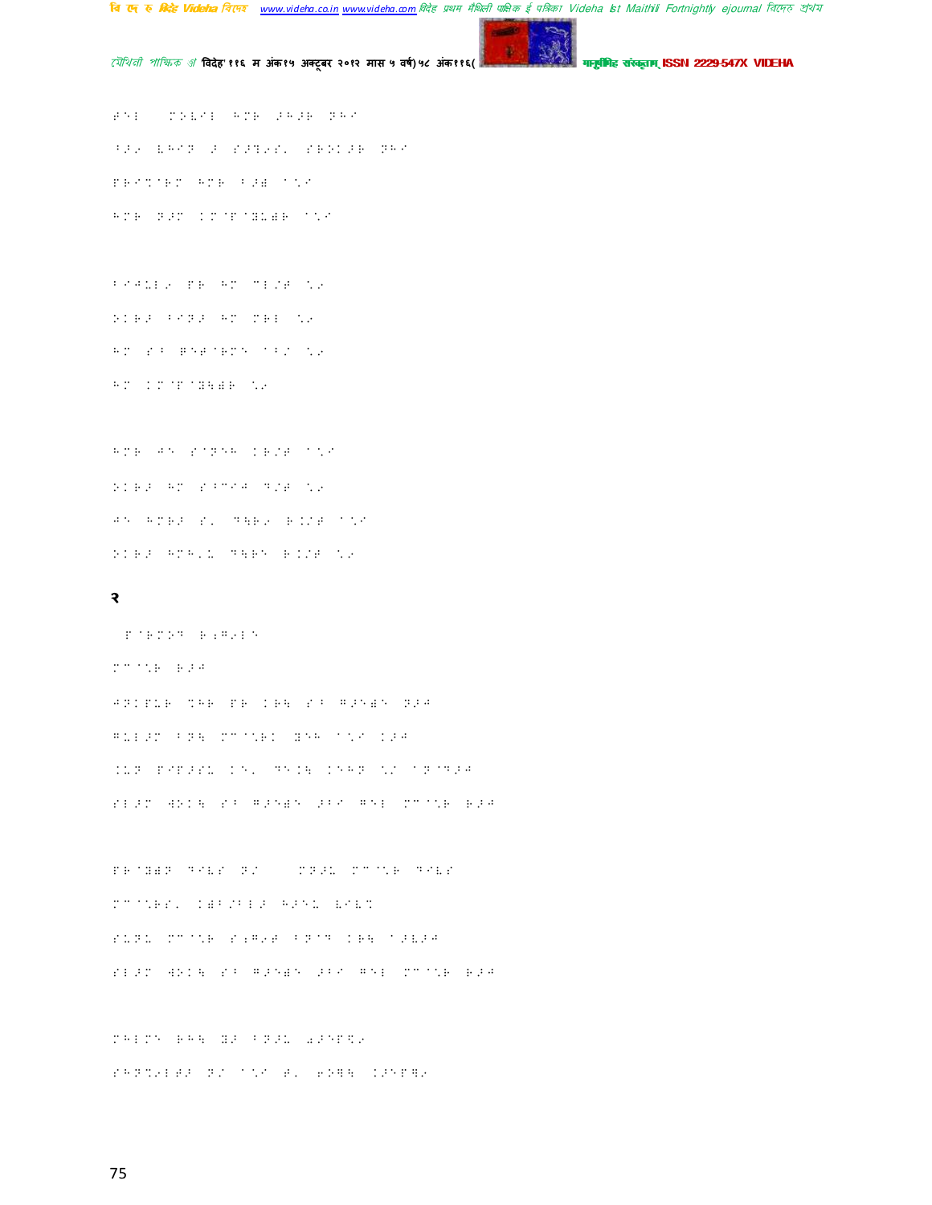## २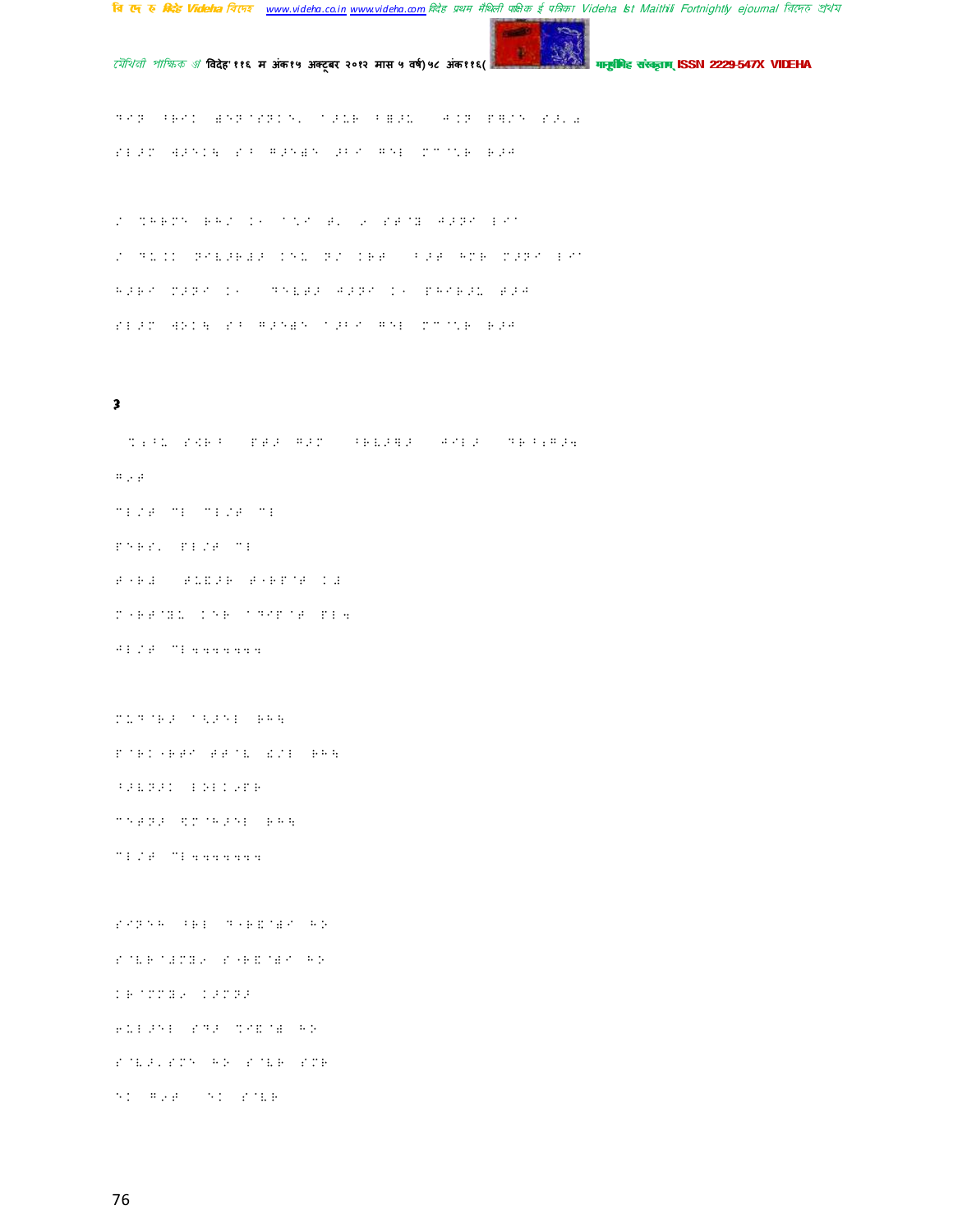3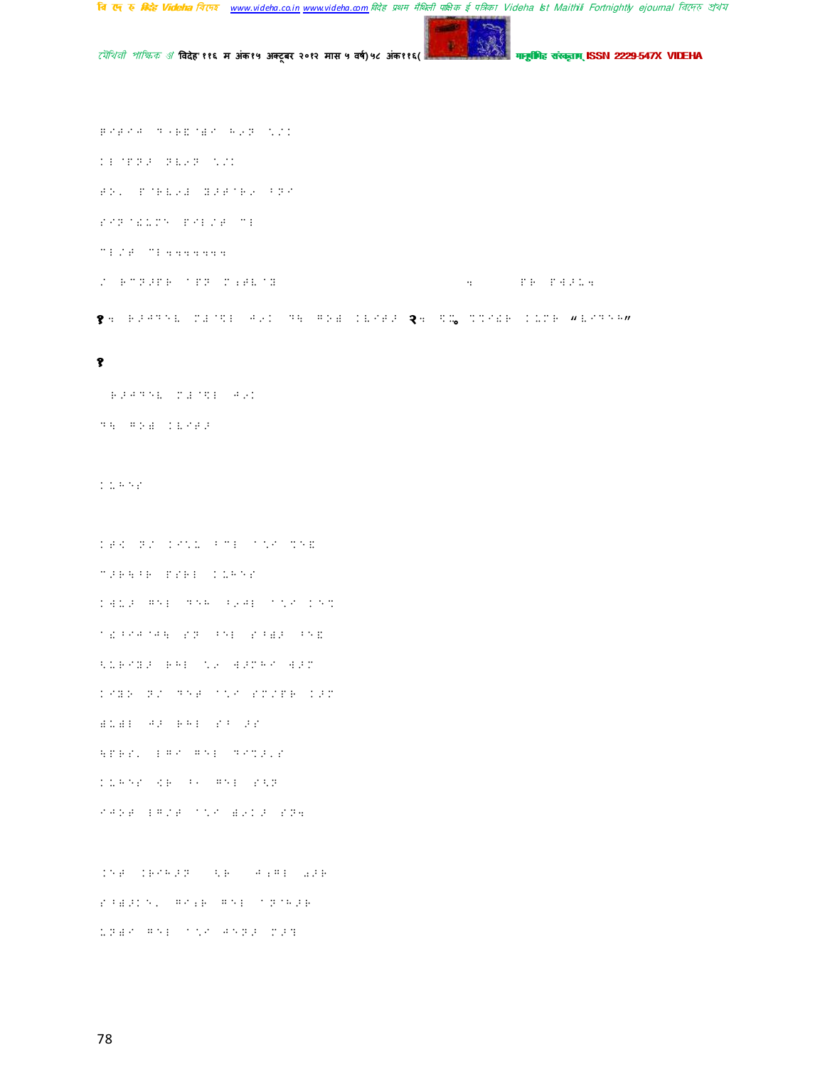१. 

१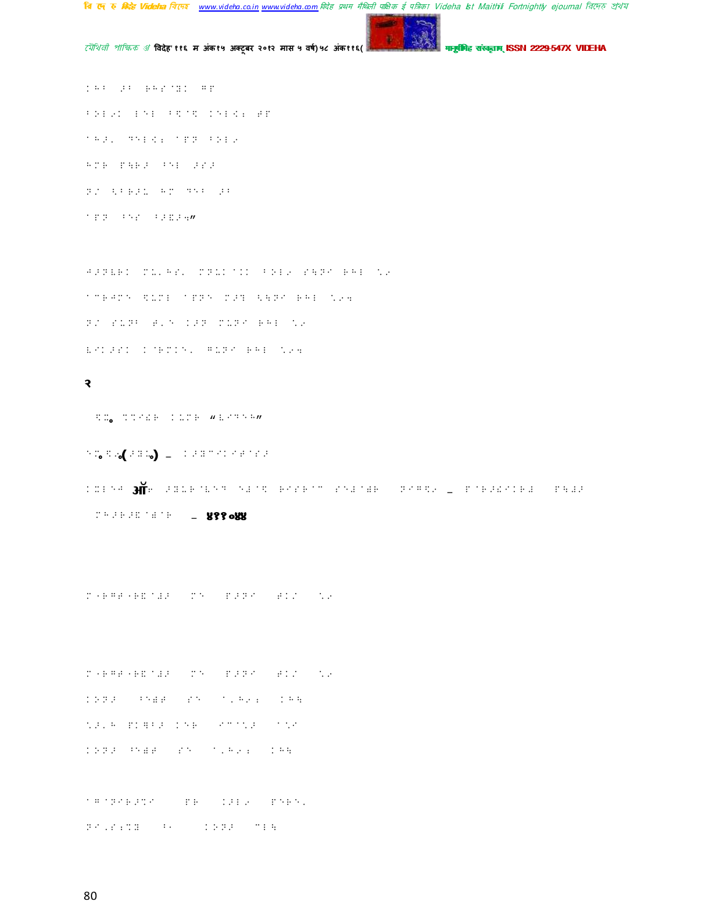२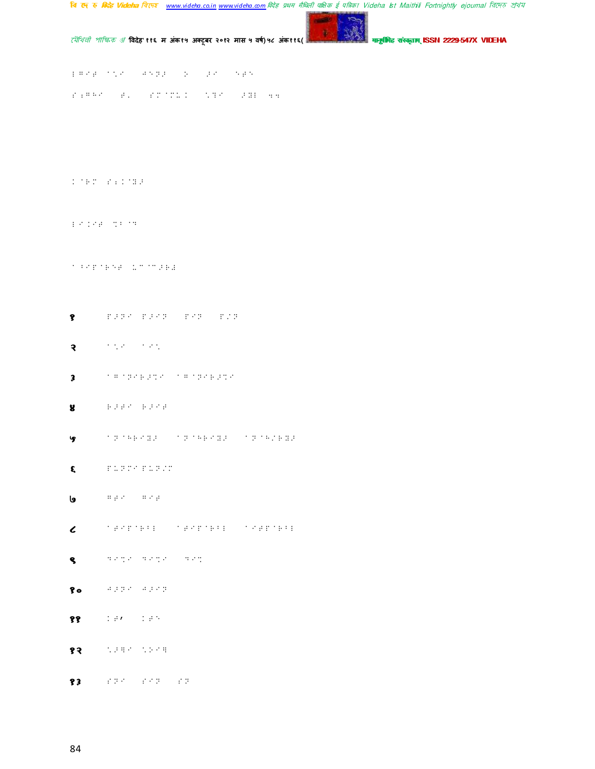१

२

३

४

५

६

७

८

९

१०

११

१२

१३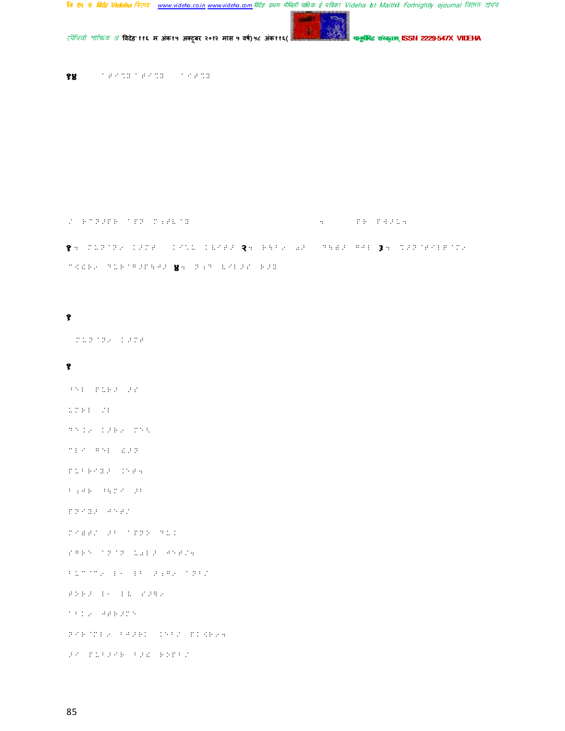१४

१

१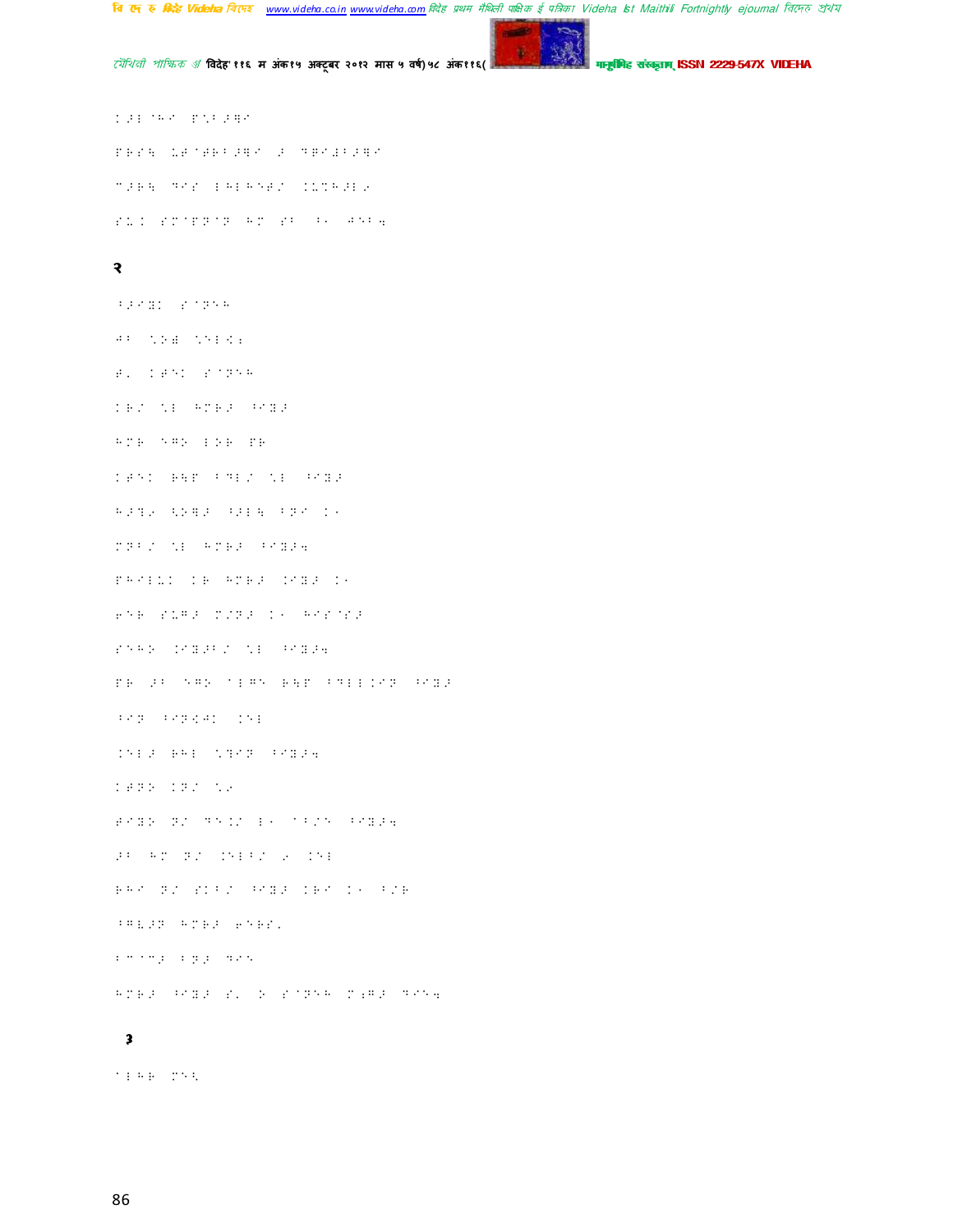२

३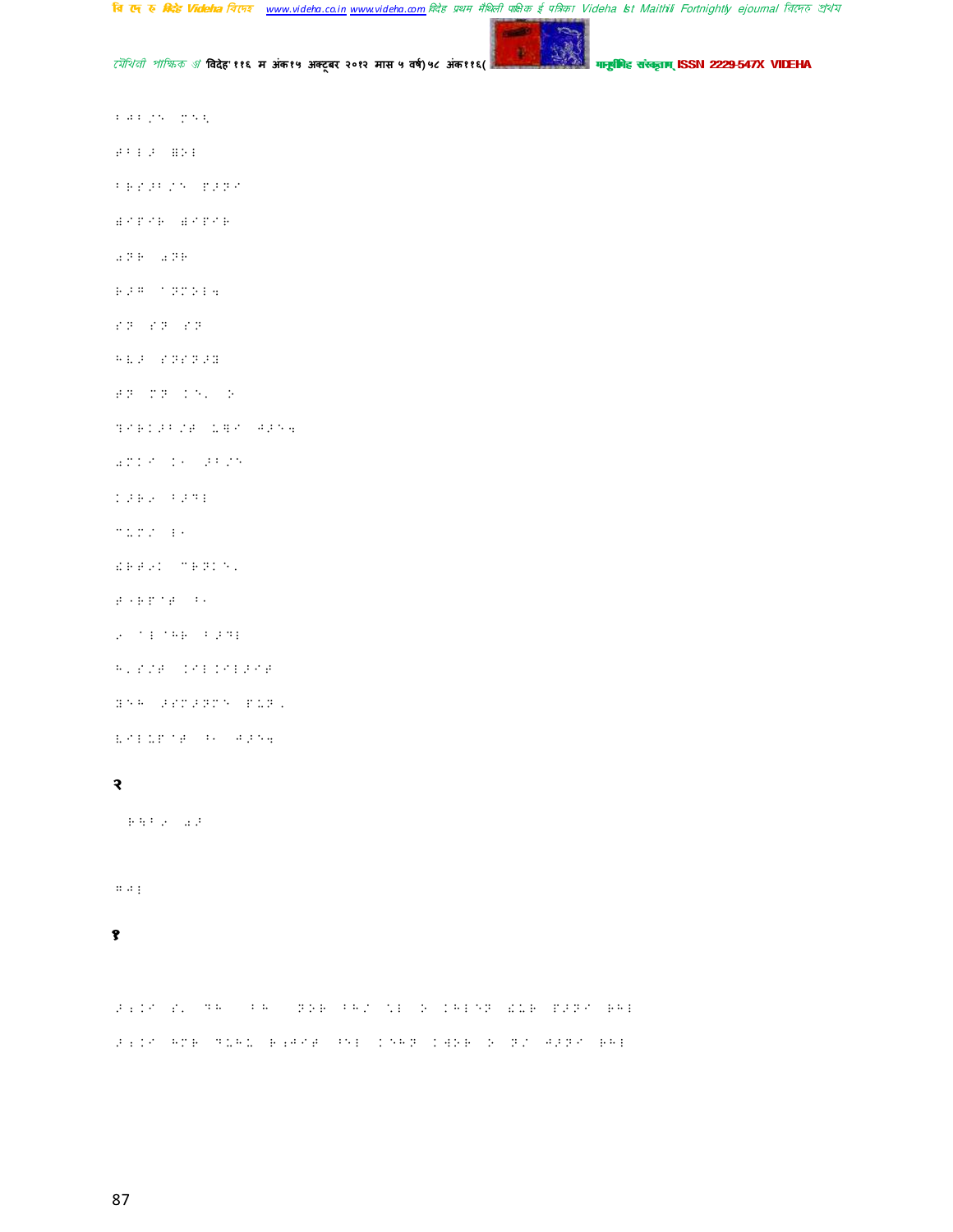२

१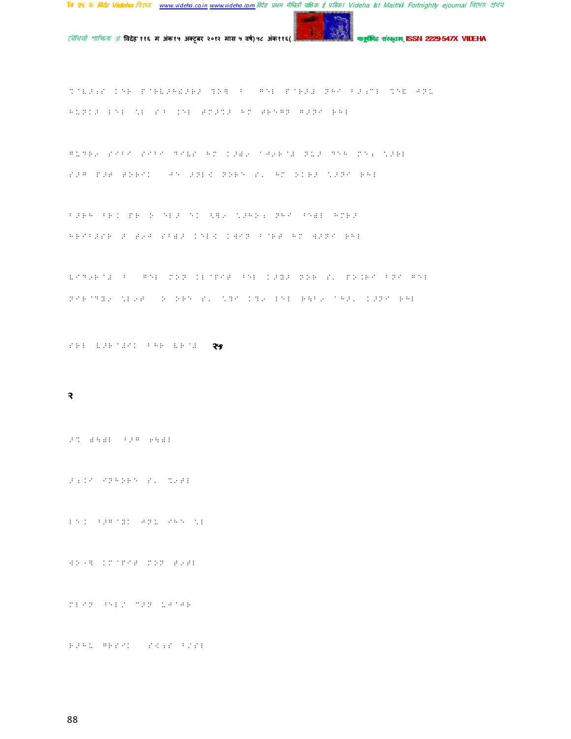२५

२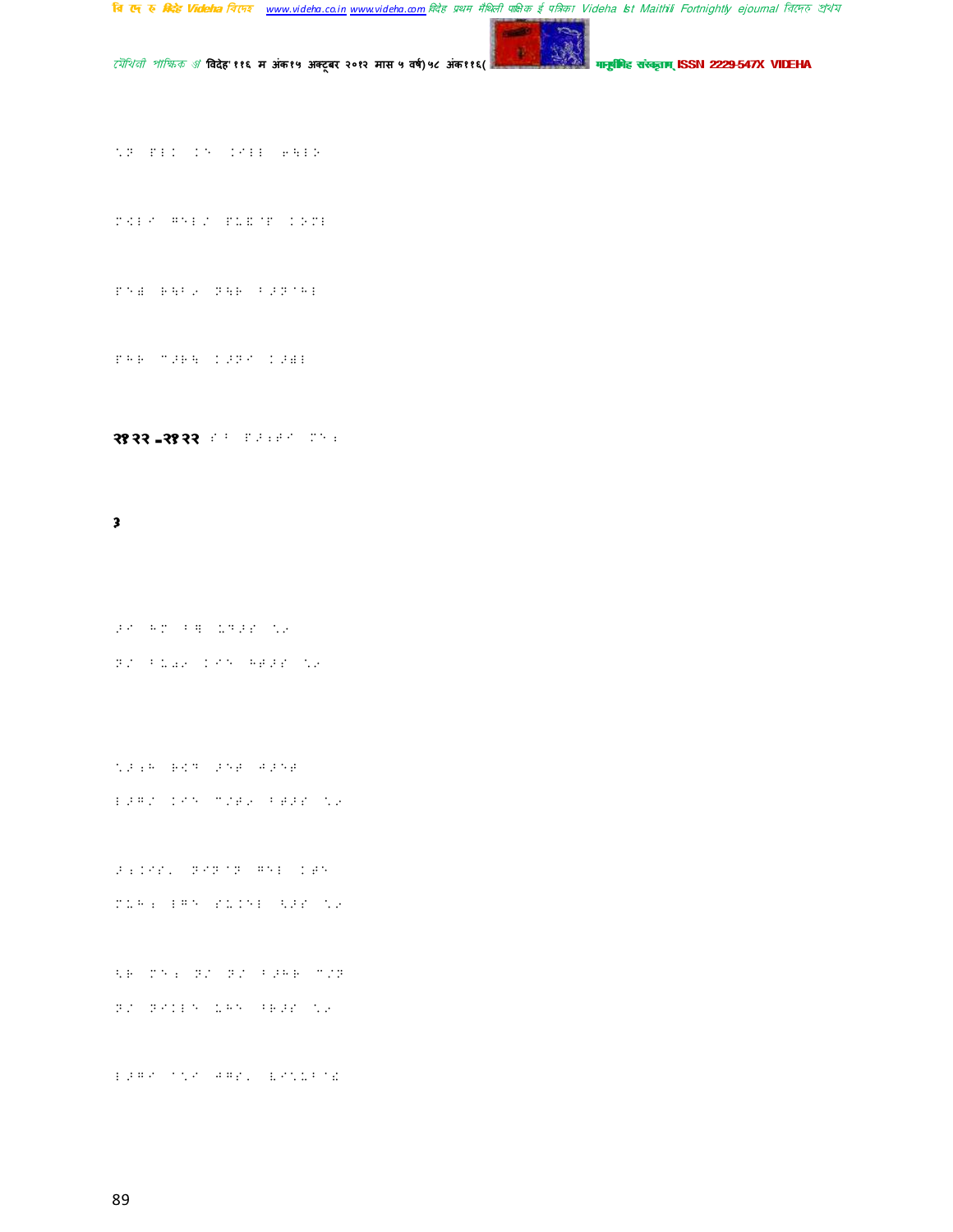२१२२ -२१२२

३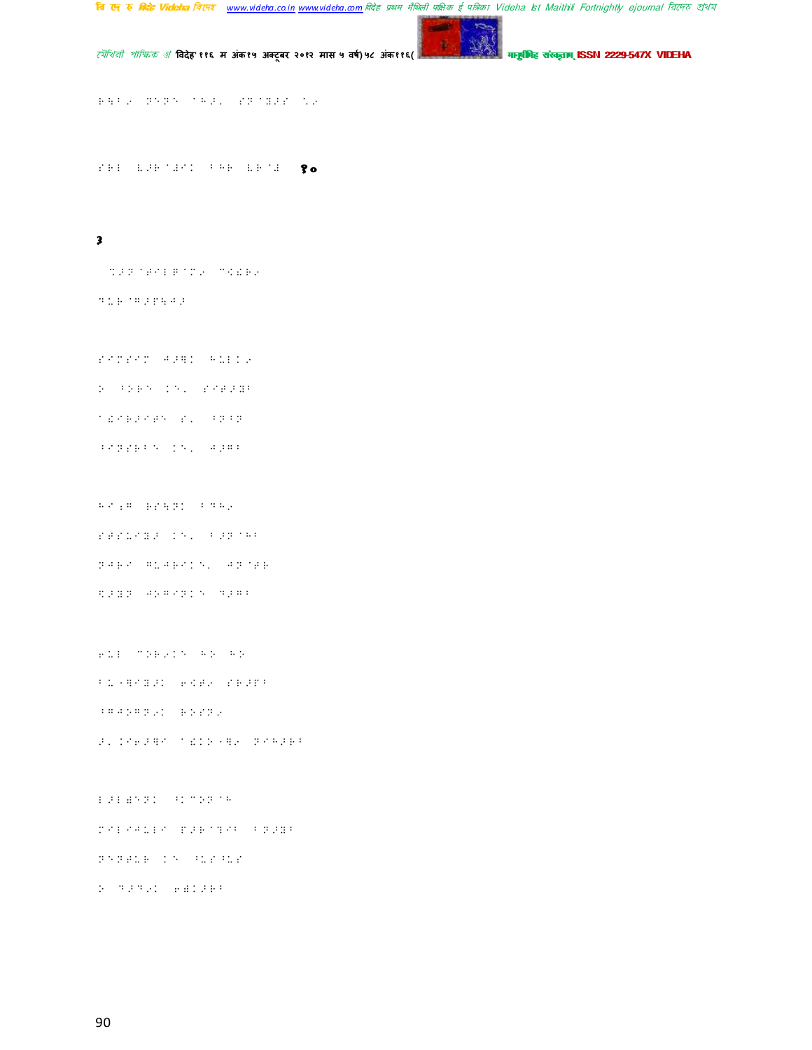१०

३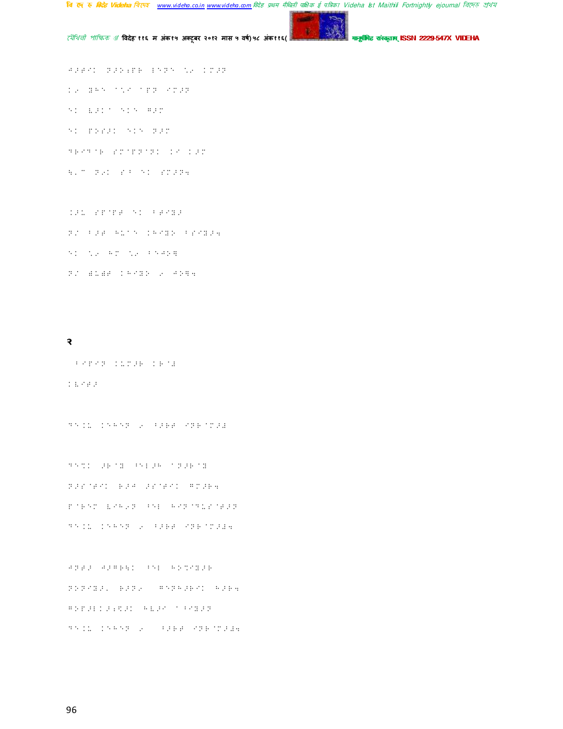२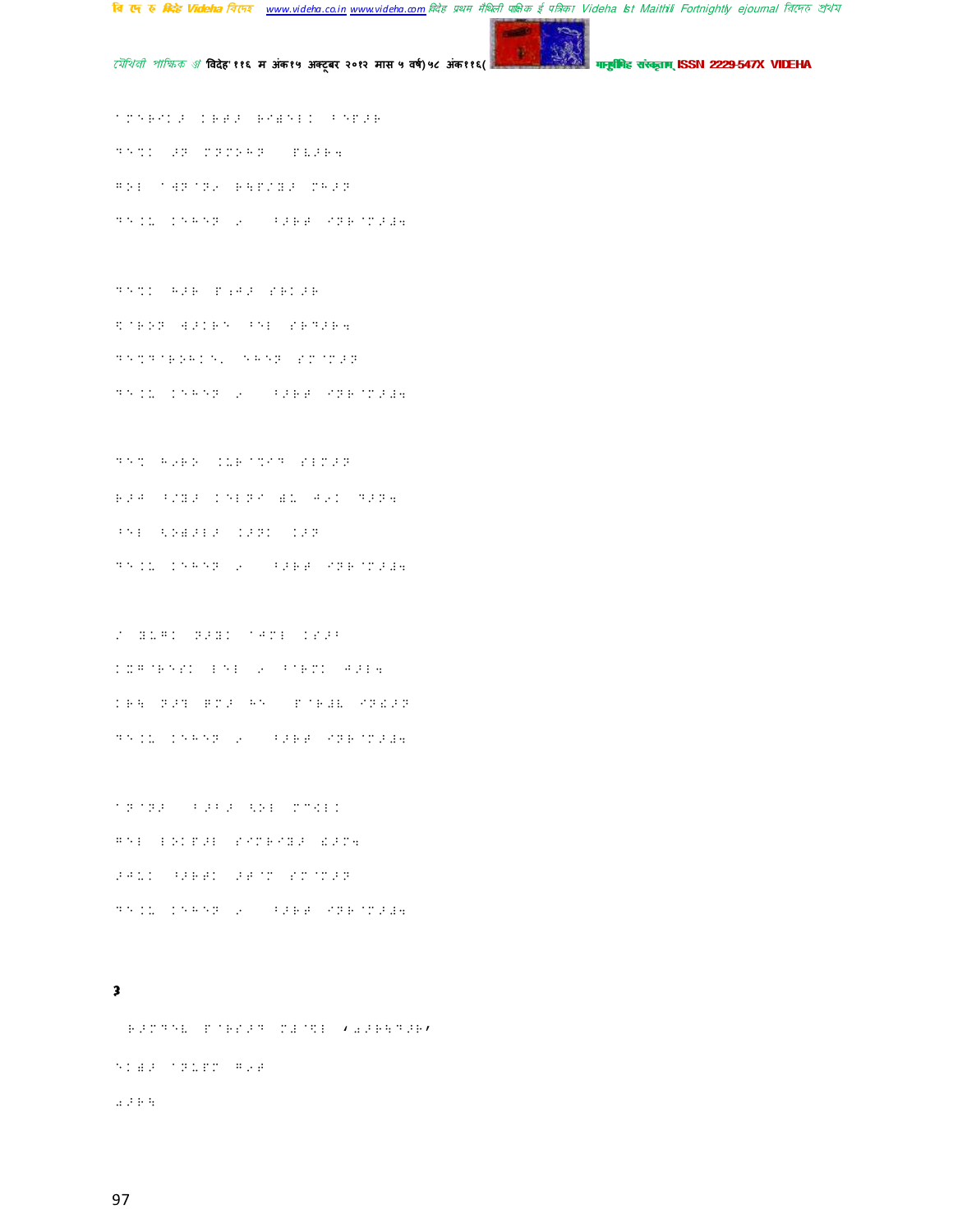**3**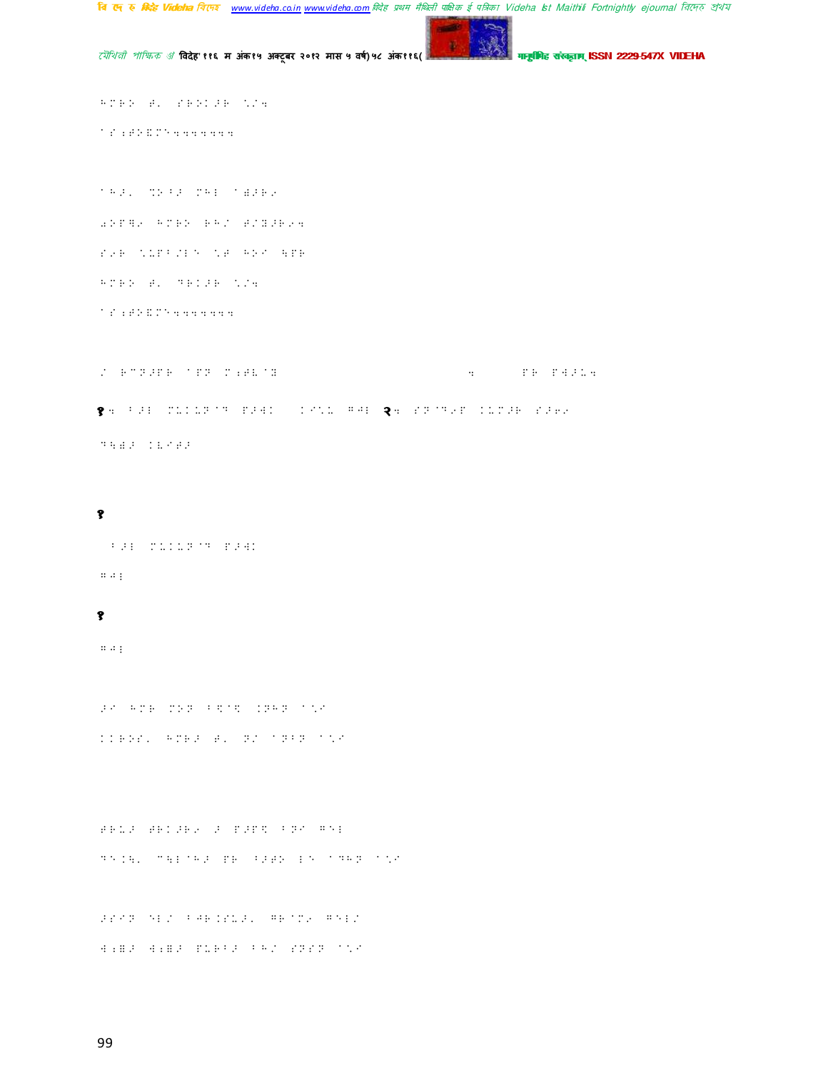१

१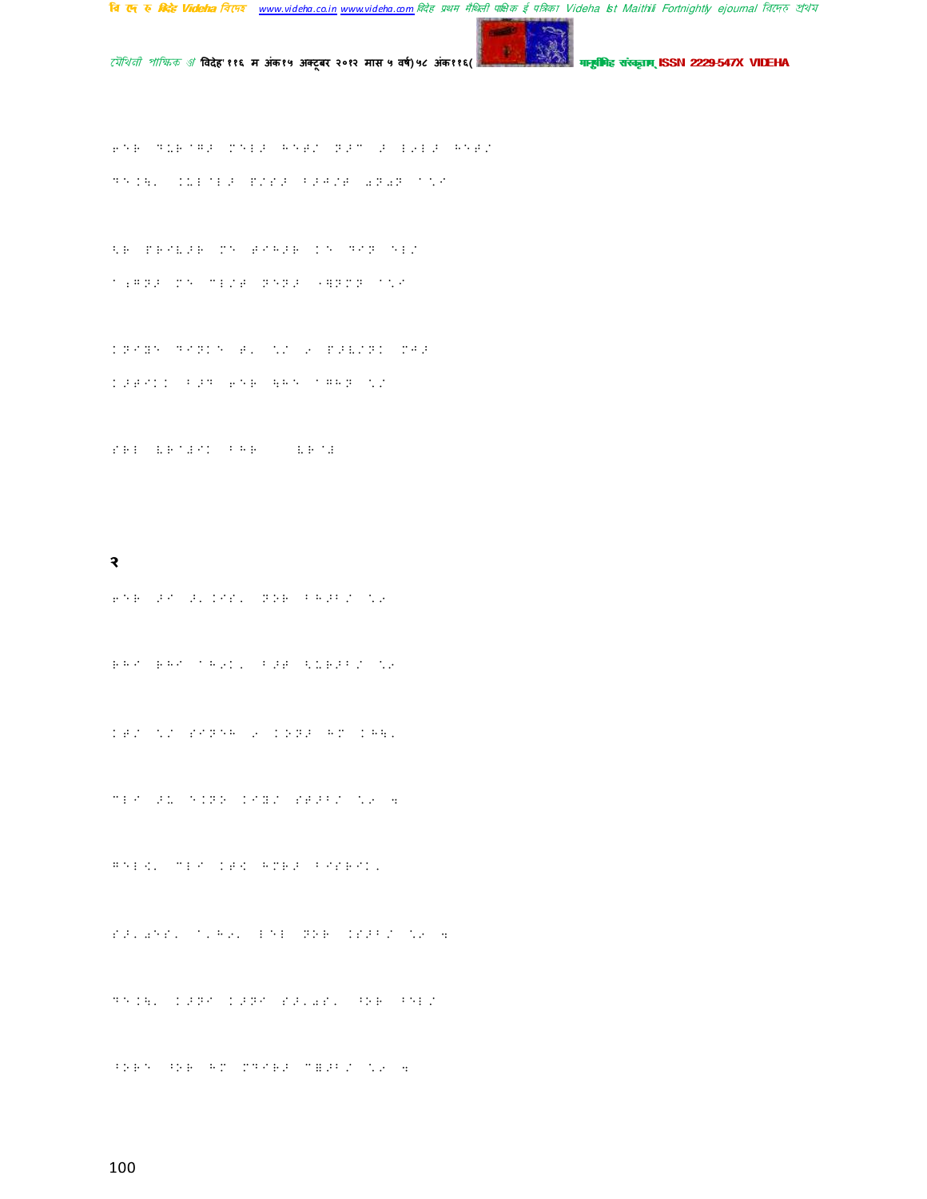२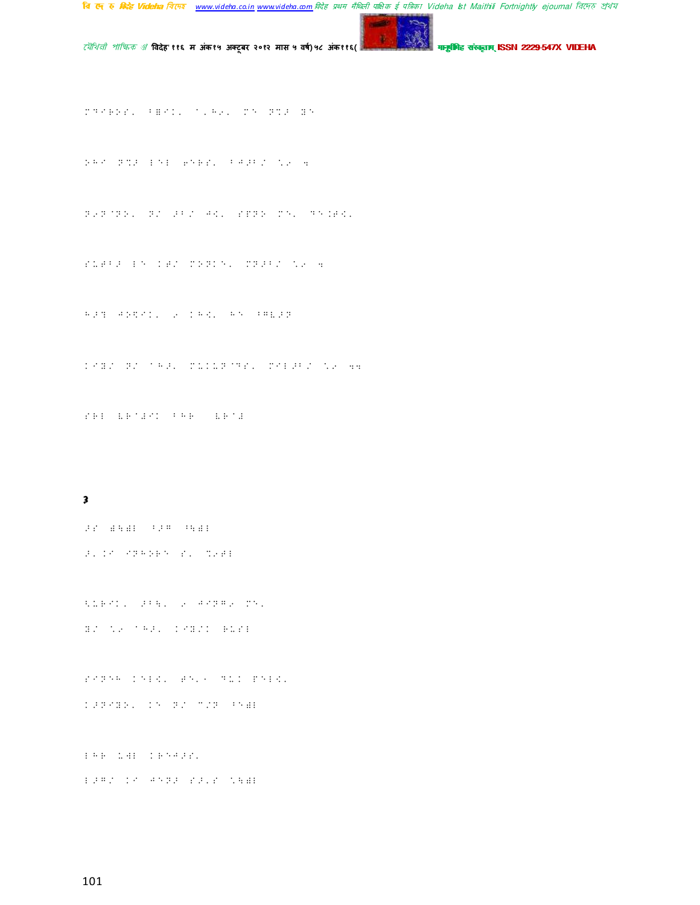**3**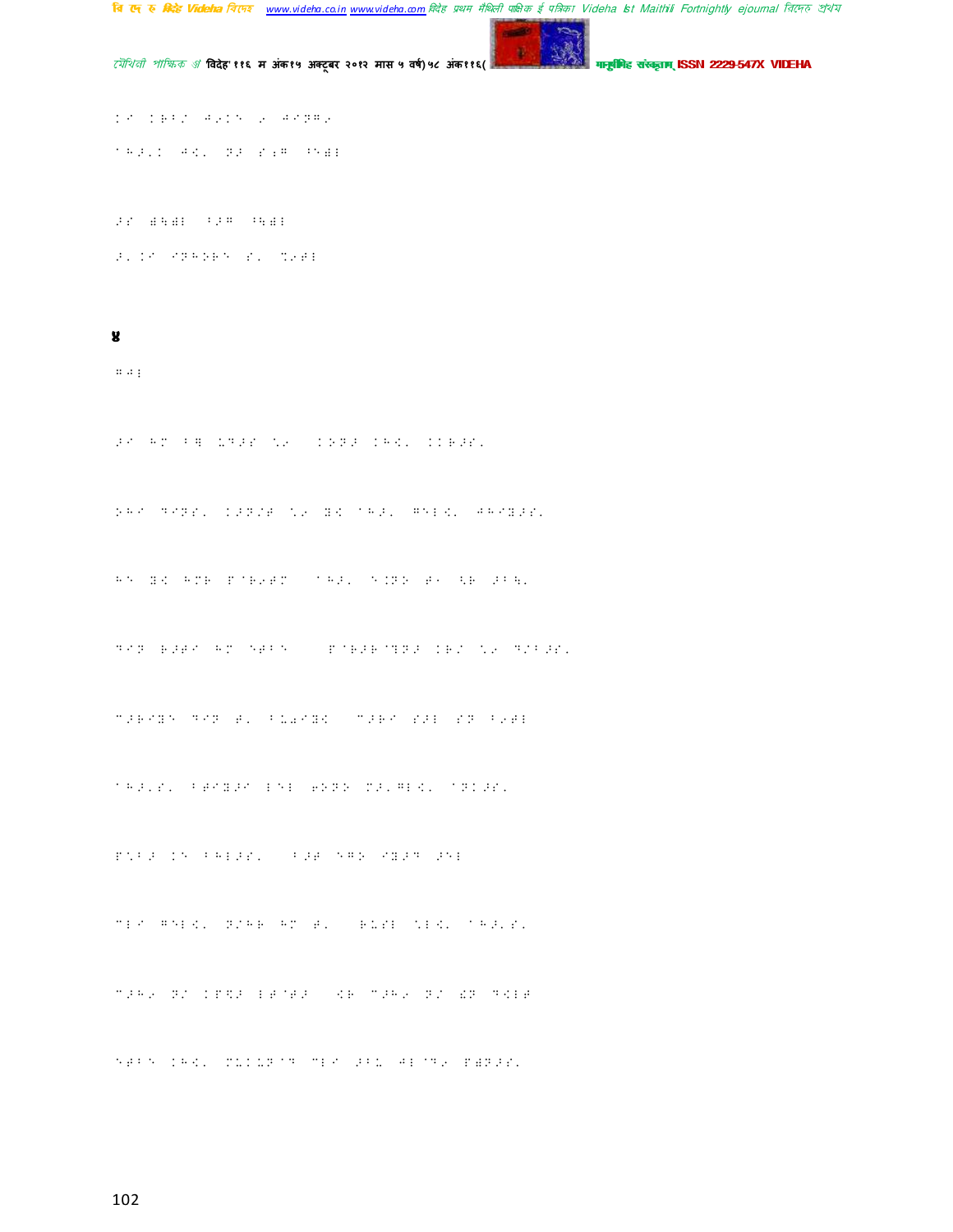४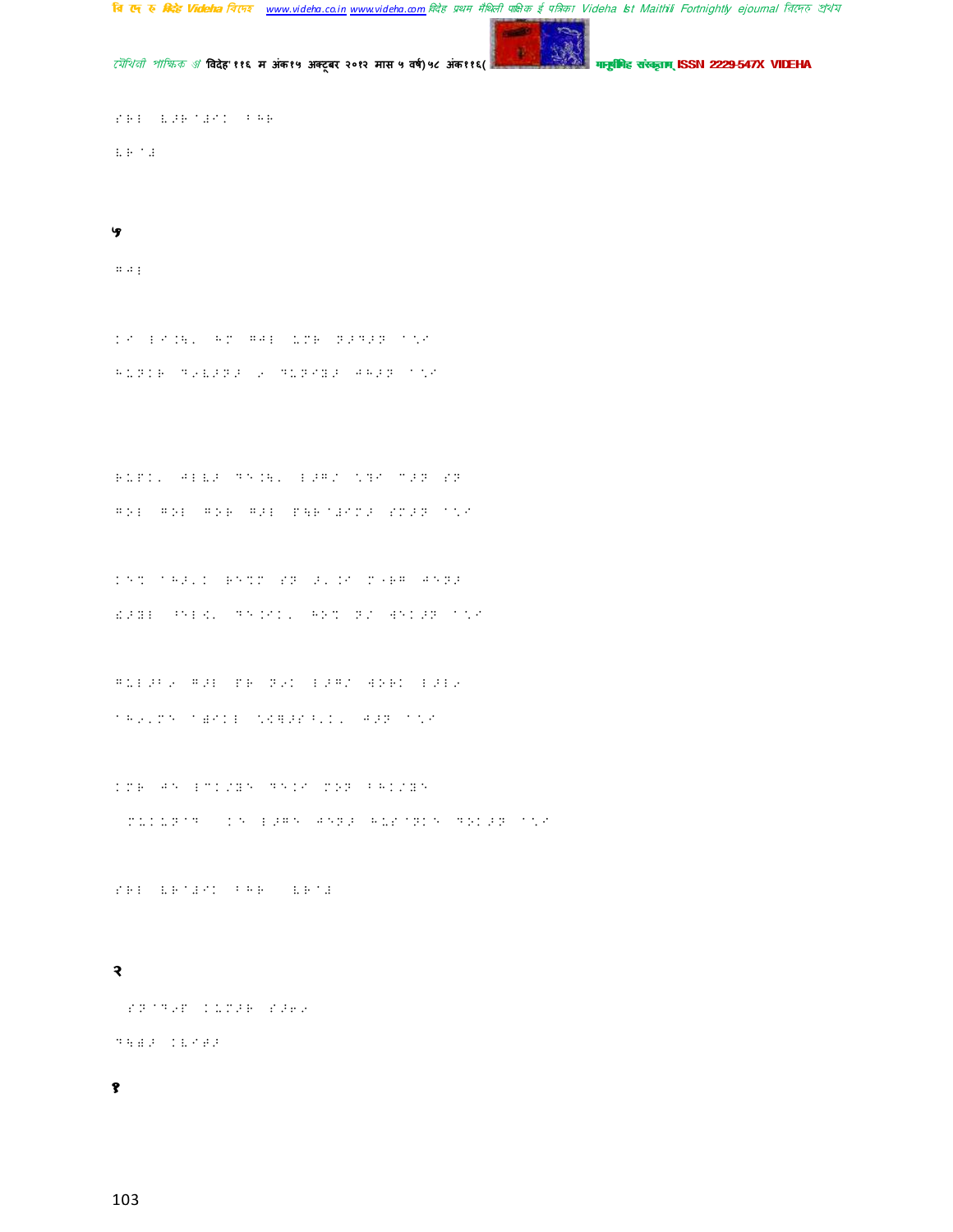५

२

१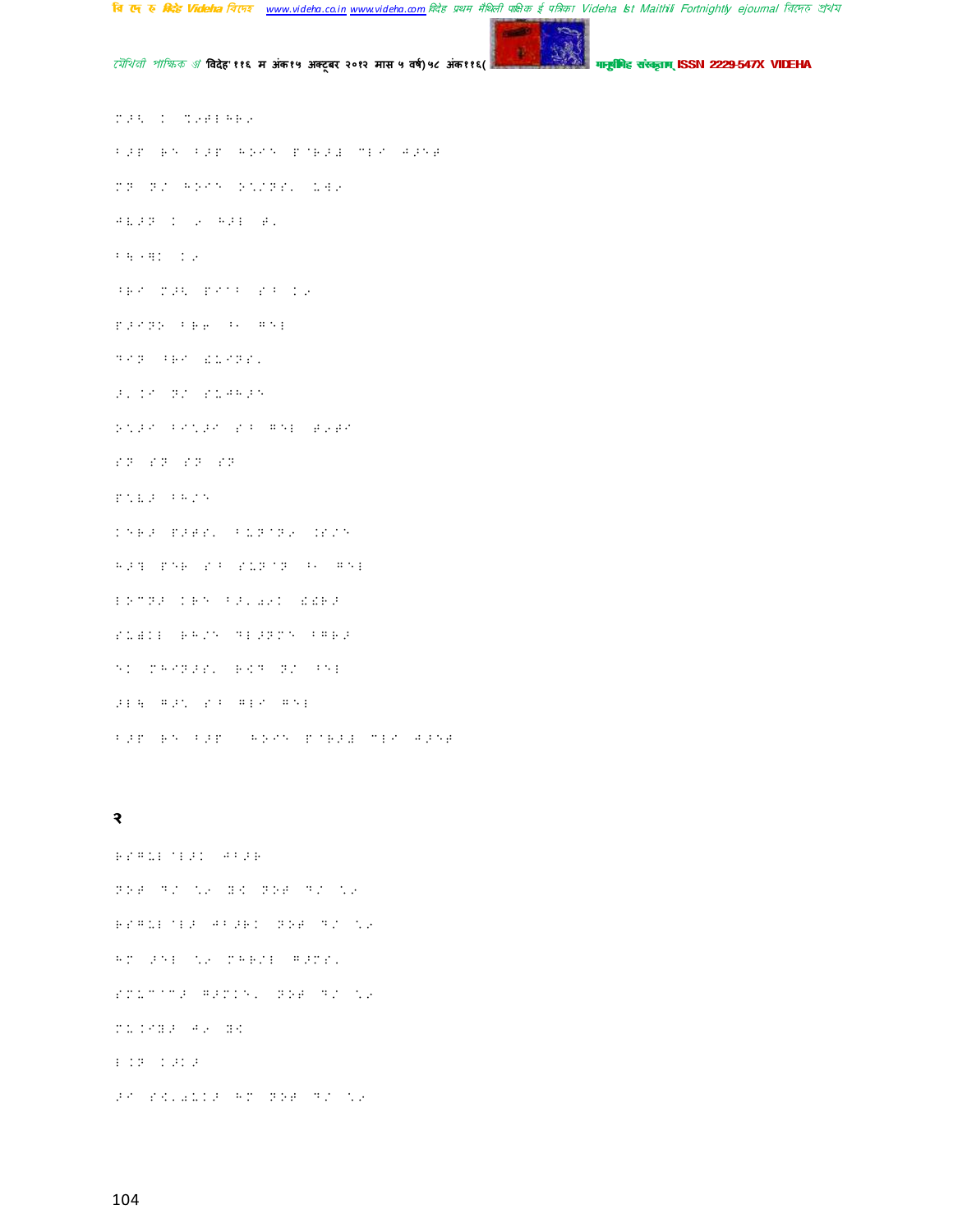## २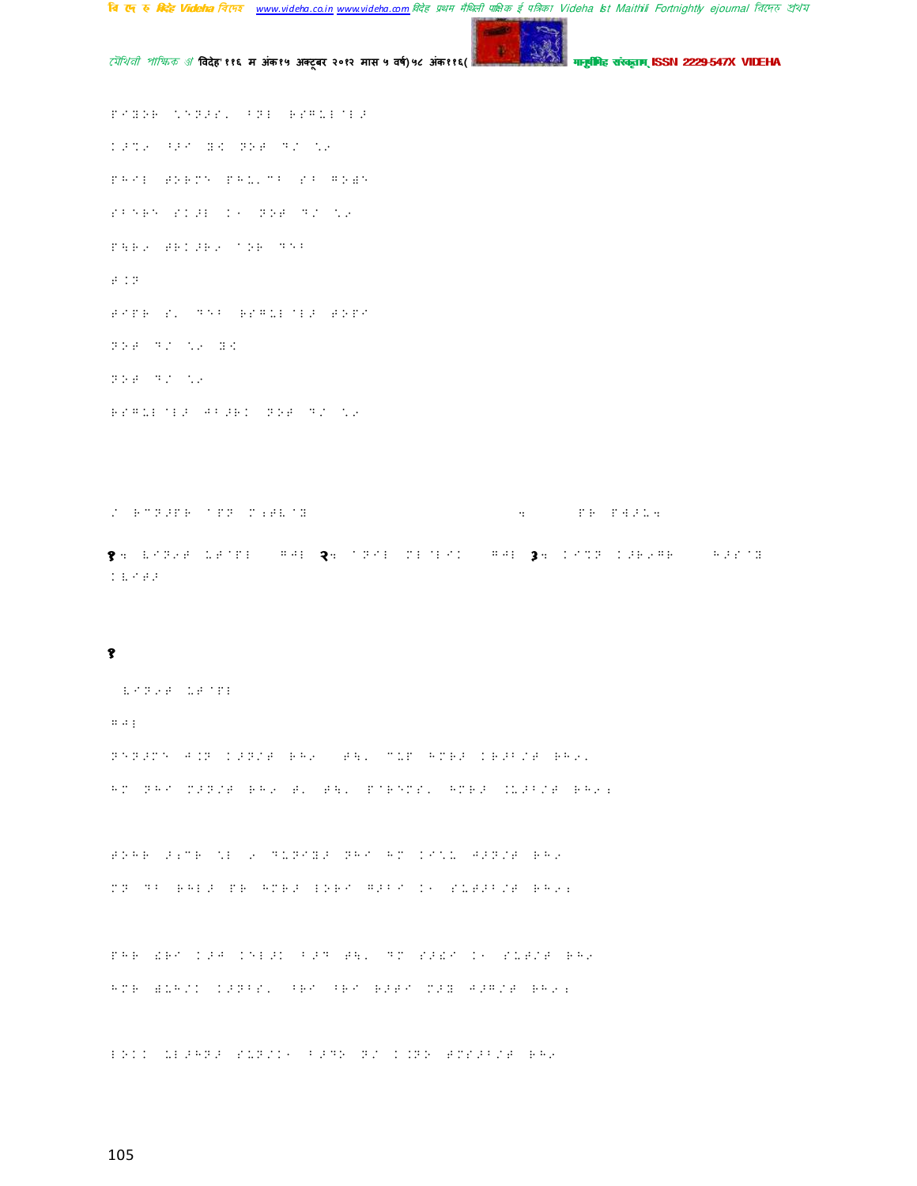१

२

३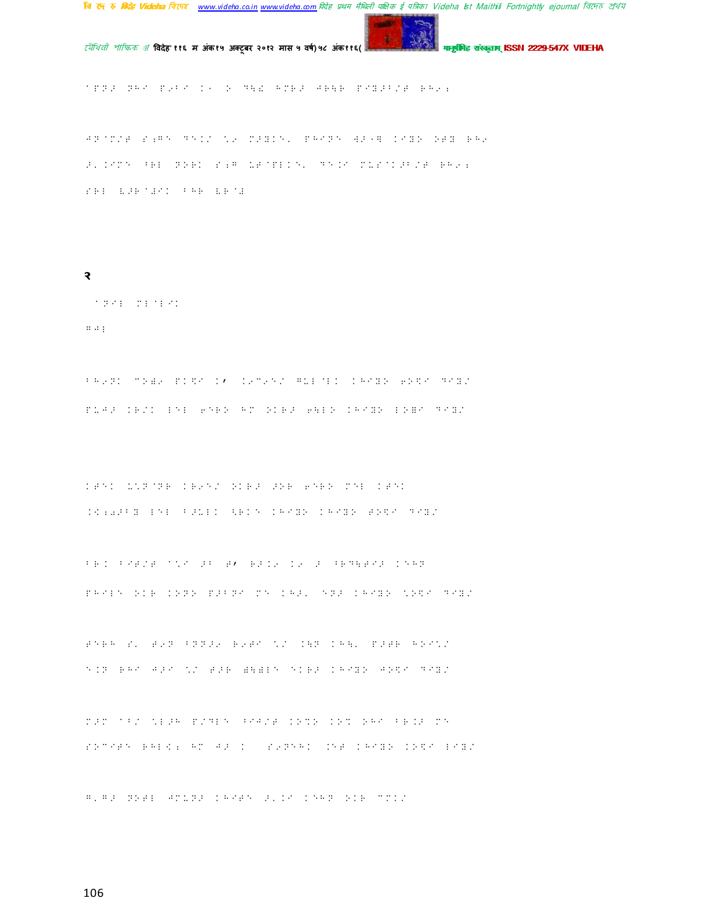२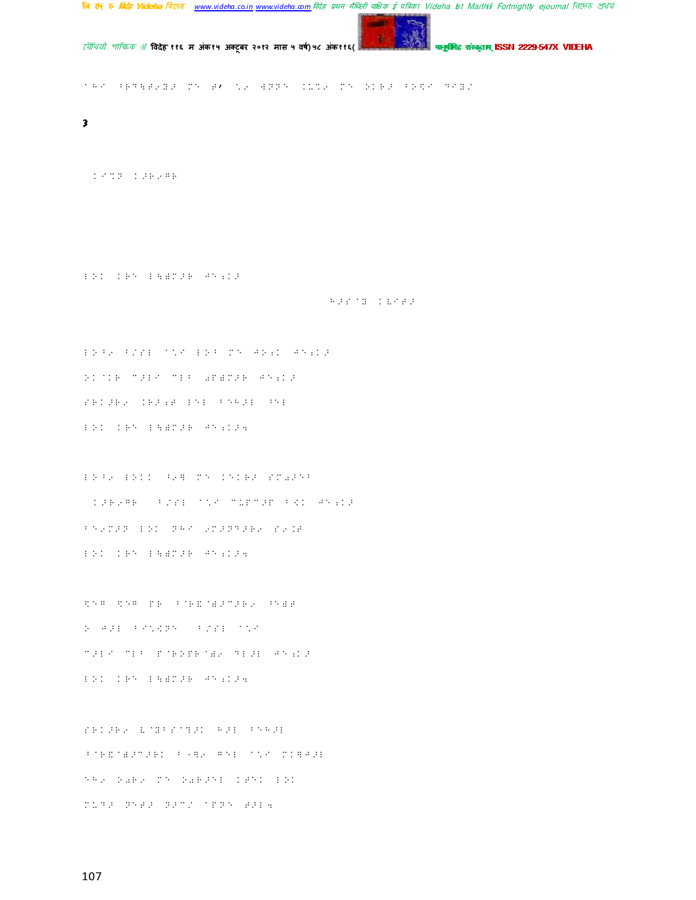**3**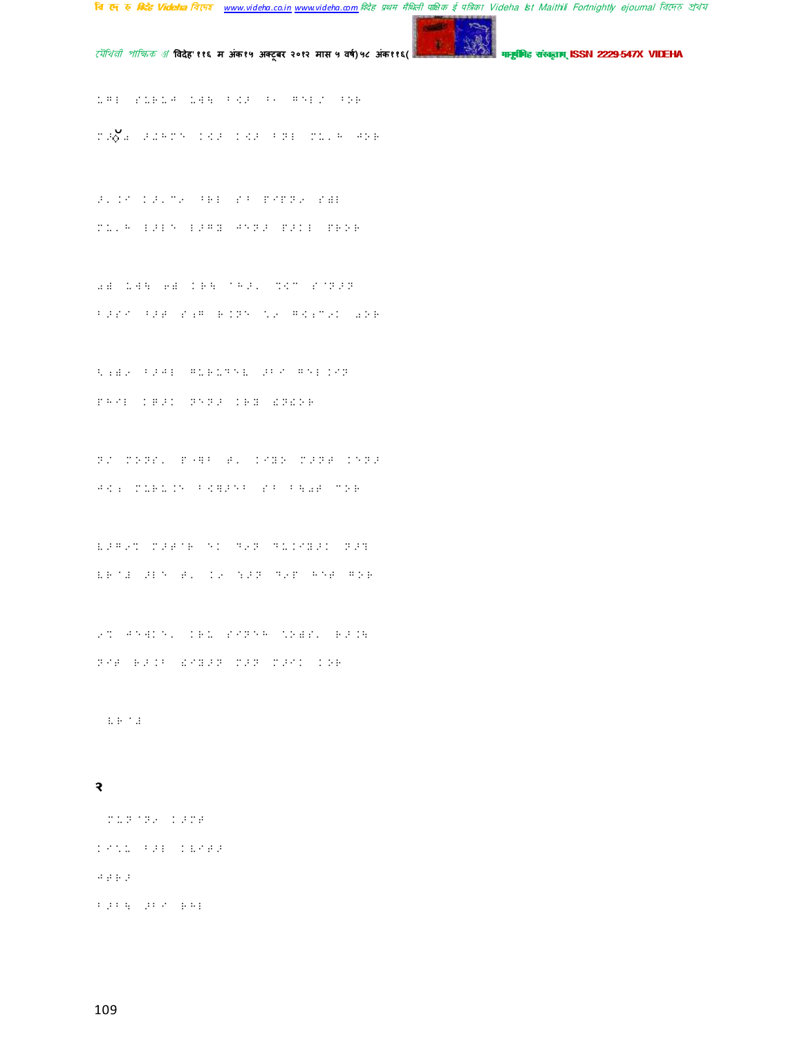२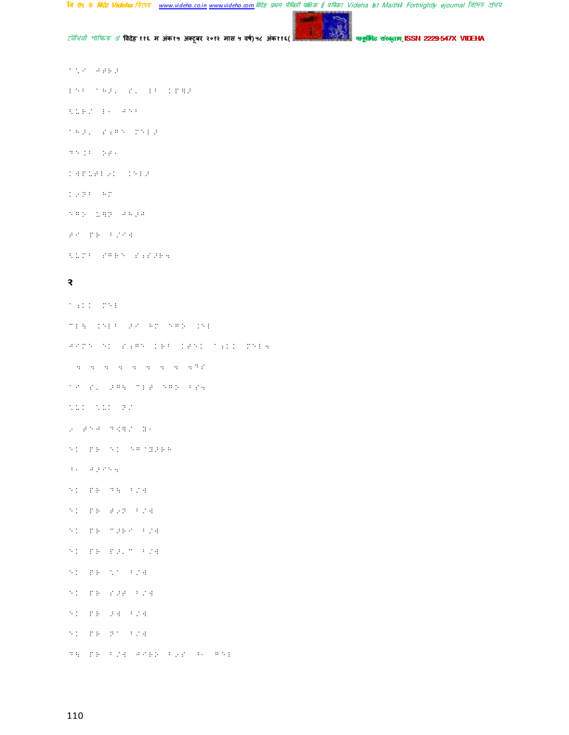२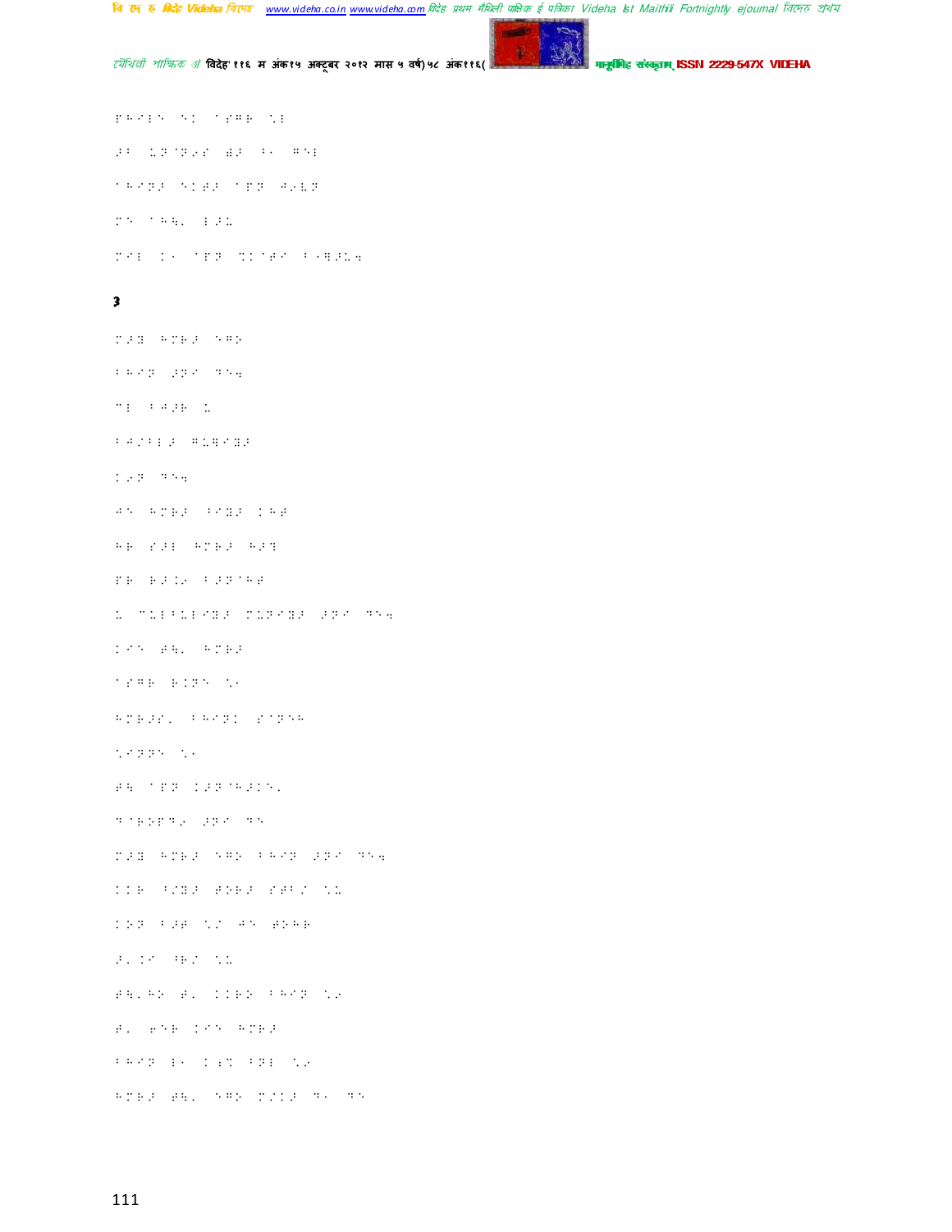**3**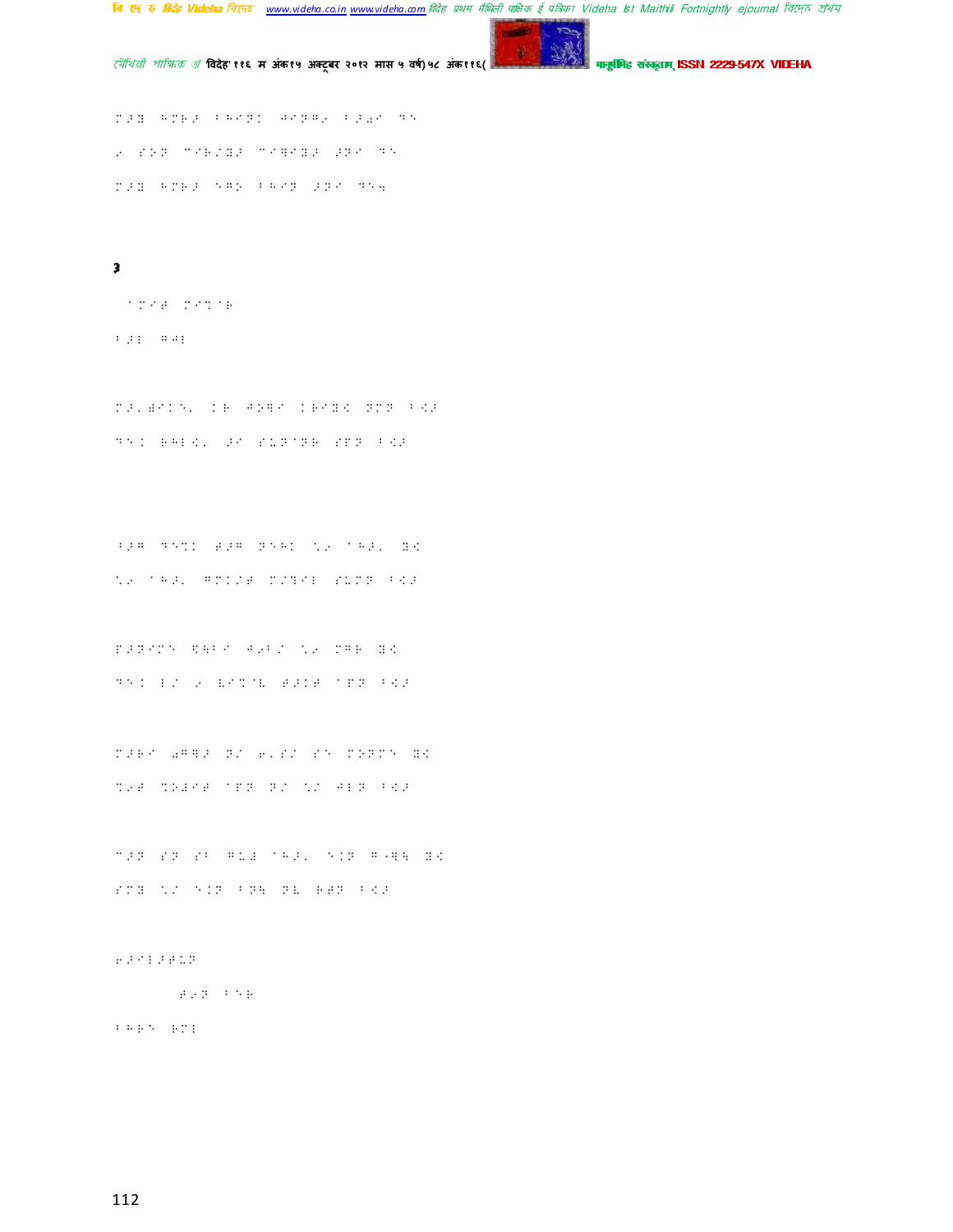**3**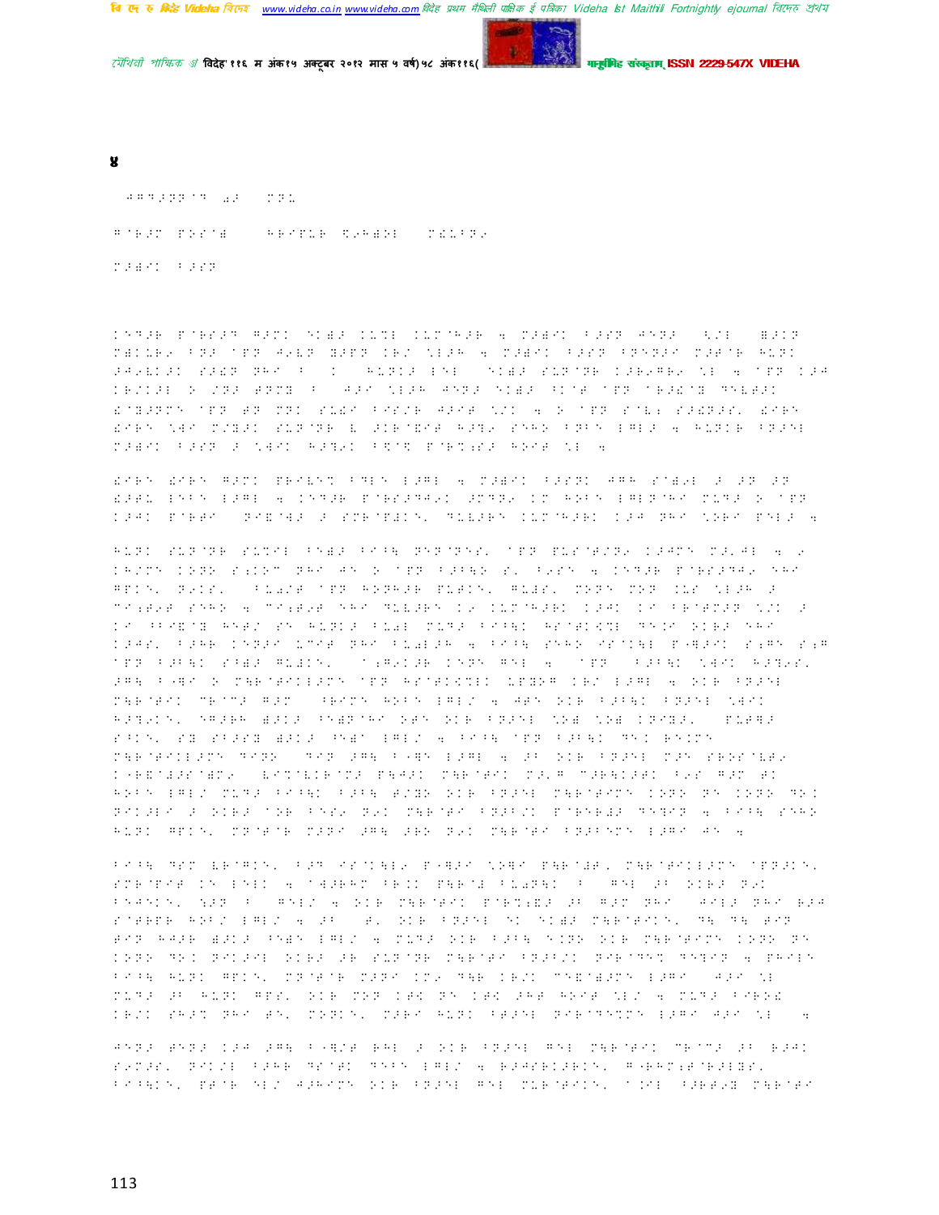४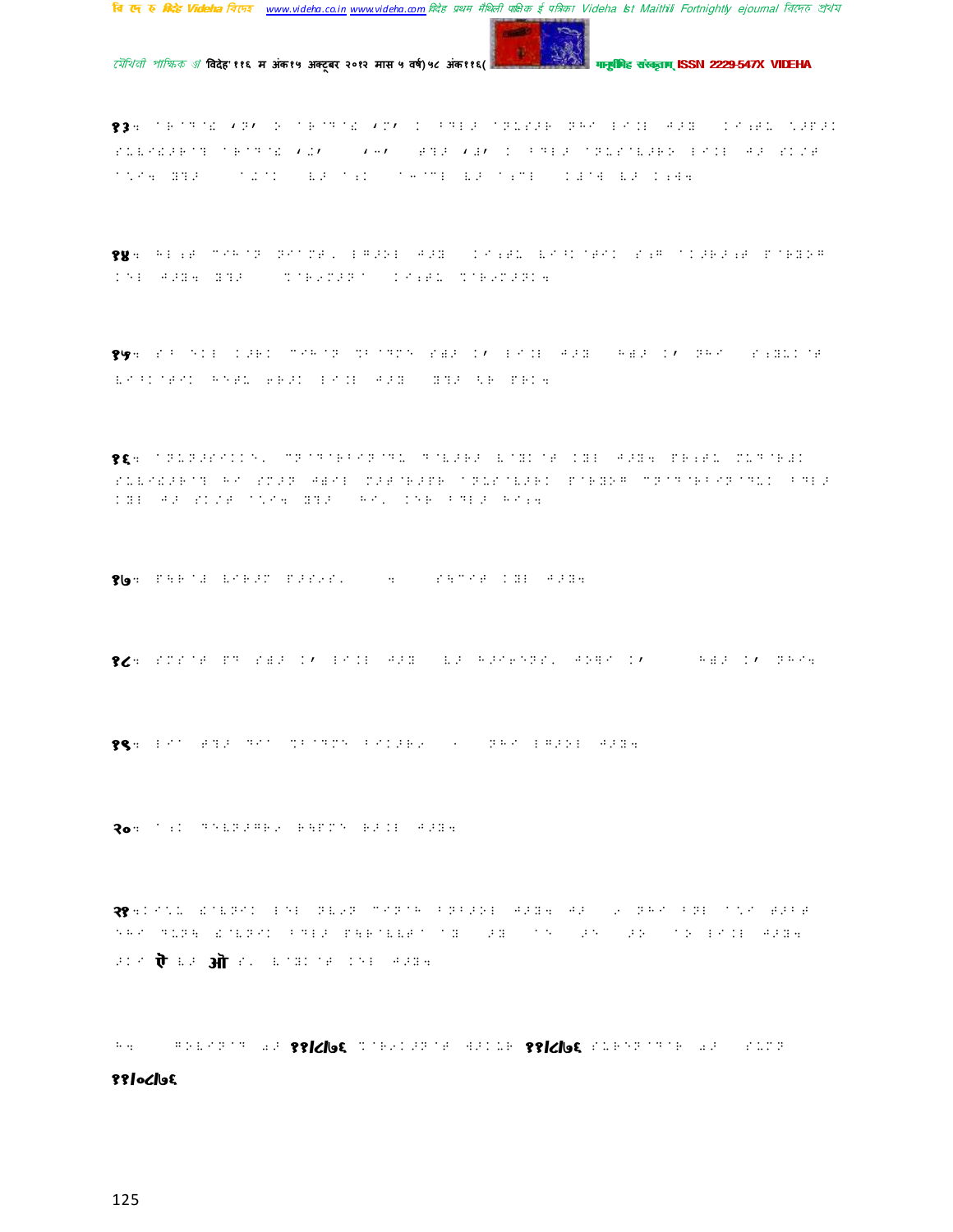१३.

१४.

१५.

१६.

१७.

१८.

१९.

२०.

२१. ऐ ऑ

११/८/७६ ११/८/७६

११/०८/७६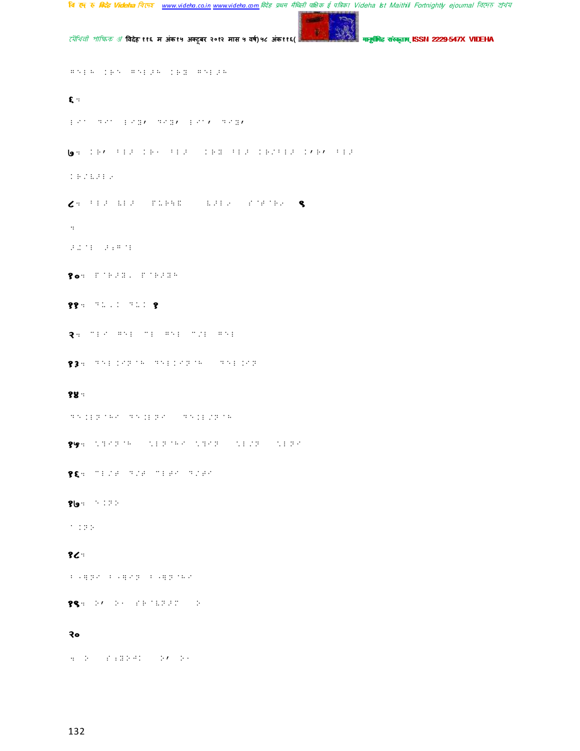६:

७:

८:                                                    ९

:

१०:

११:                    १

२:

१३:

१४:

१५:

१६:

१७:

१८:

१९:

२०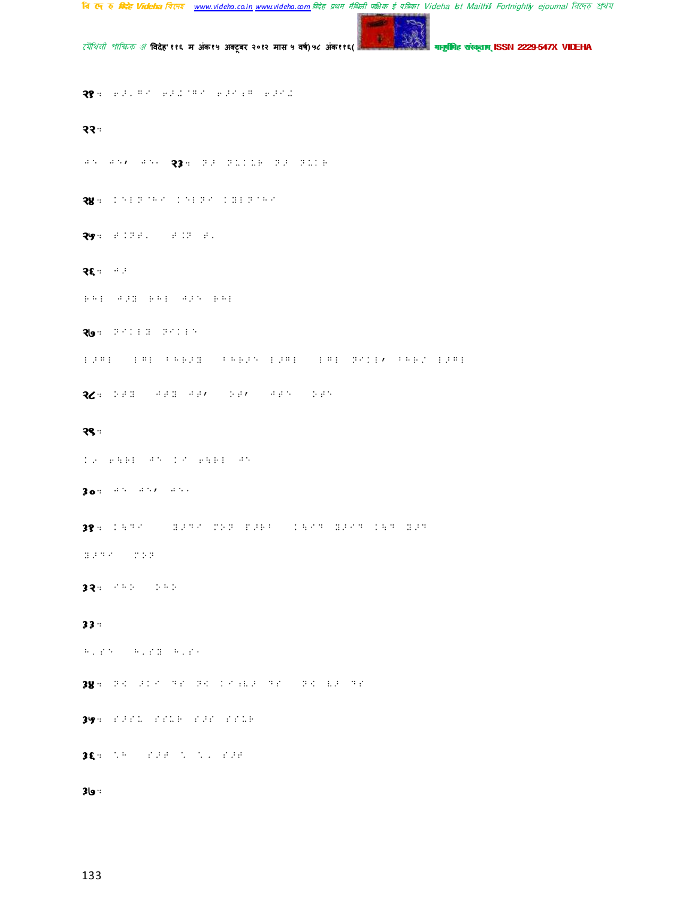२१ः

२२ः

२३ः

२४ः

२५ः

२६ः

२७ः

२८ः

२९ः

३०ः

३१ः

३२ः

३३ः

३४ः

३५ः

३६ः

३७ः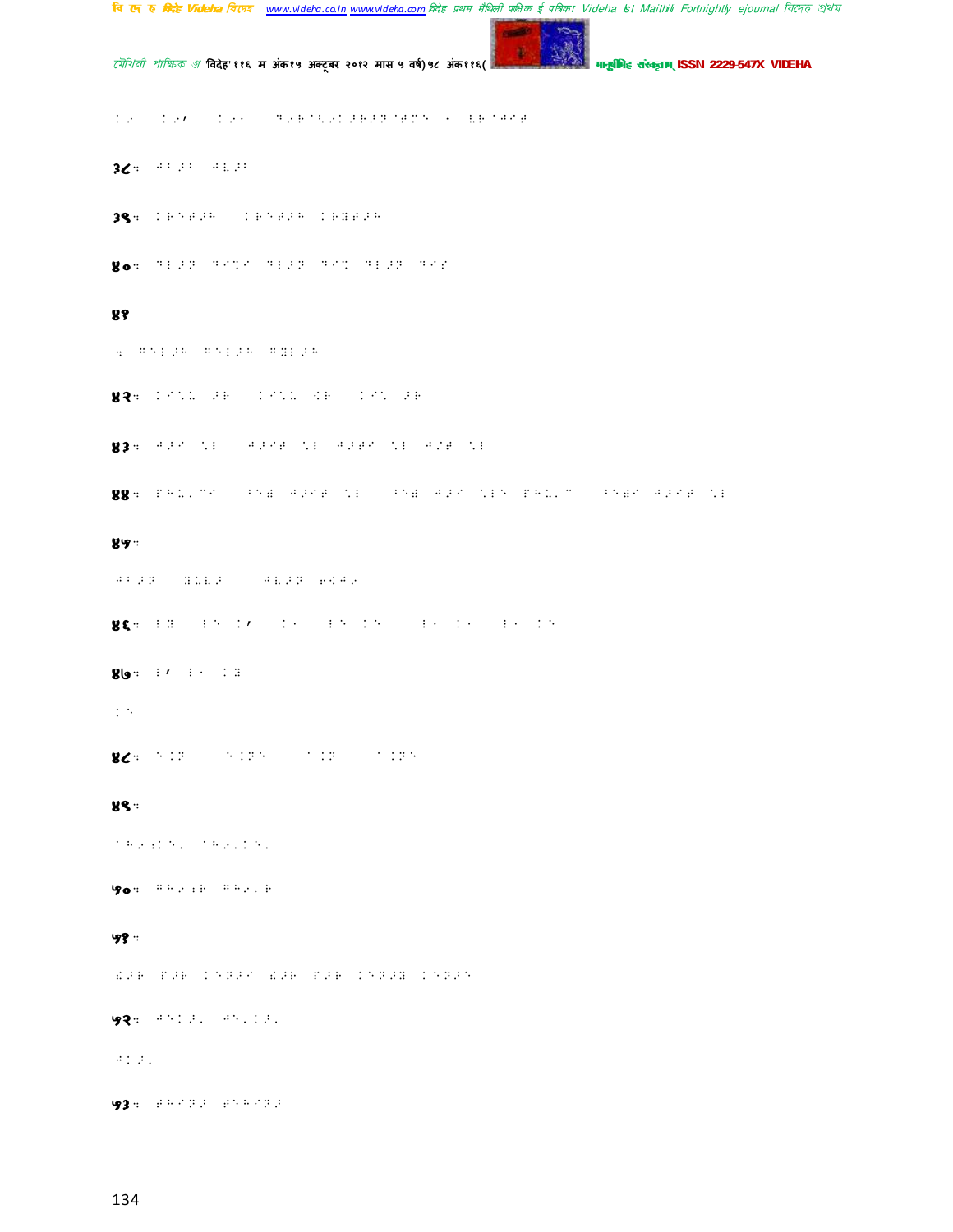३८:

३९:

४०:

४१

४२:

४३:

४४:

४५:

४६:

४७:

४८:

४९:

५०:

५१:

५२:

५३: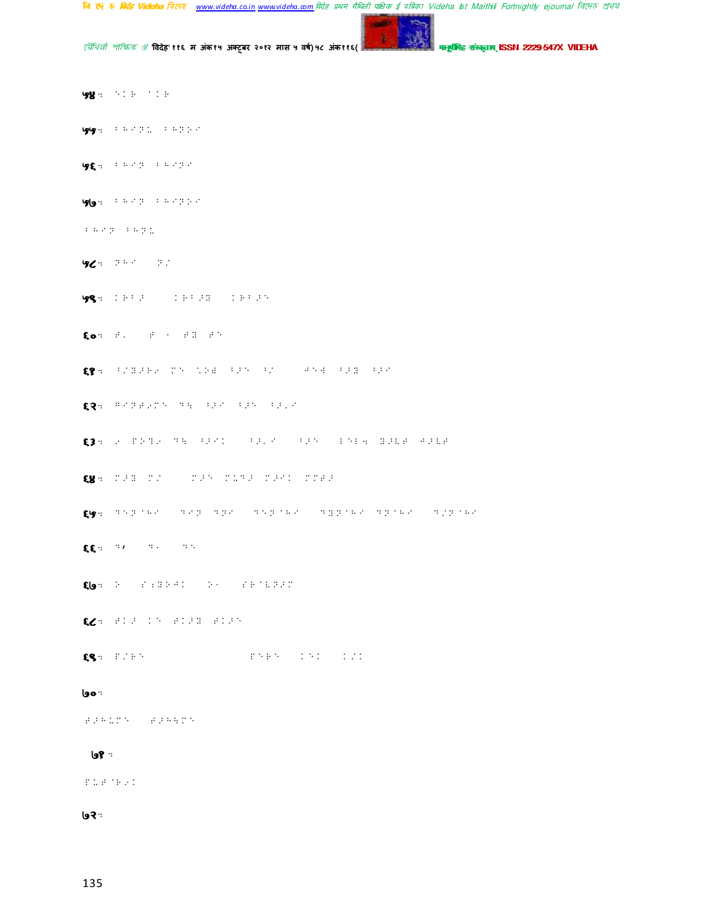५४:

५५:

५६:

५७:

५८:

५९:

६०:

६१:

६२:

६३:

६४:

६५:

६६:

६७:

६८:

६९:

७०:

७१:

७२: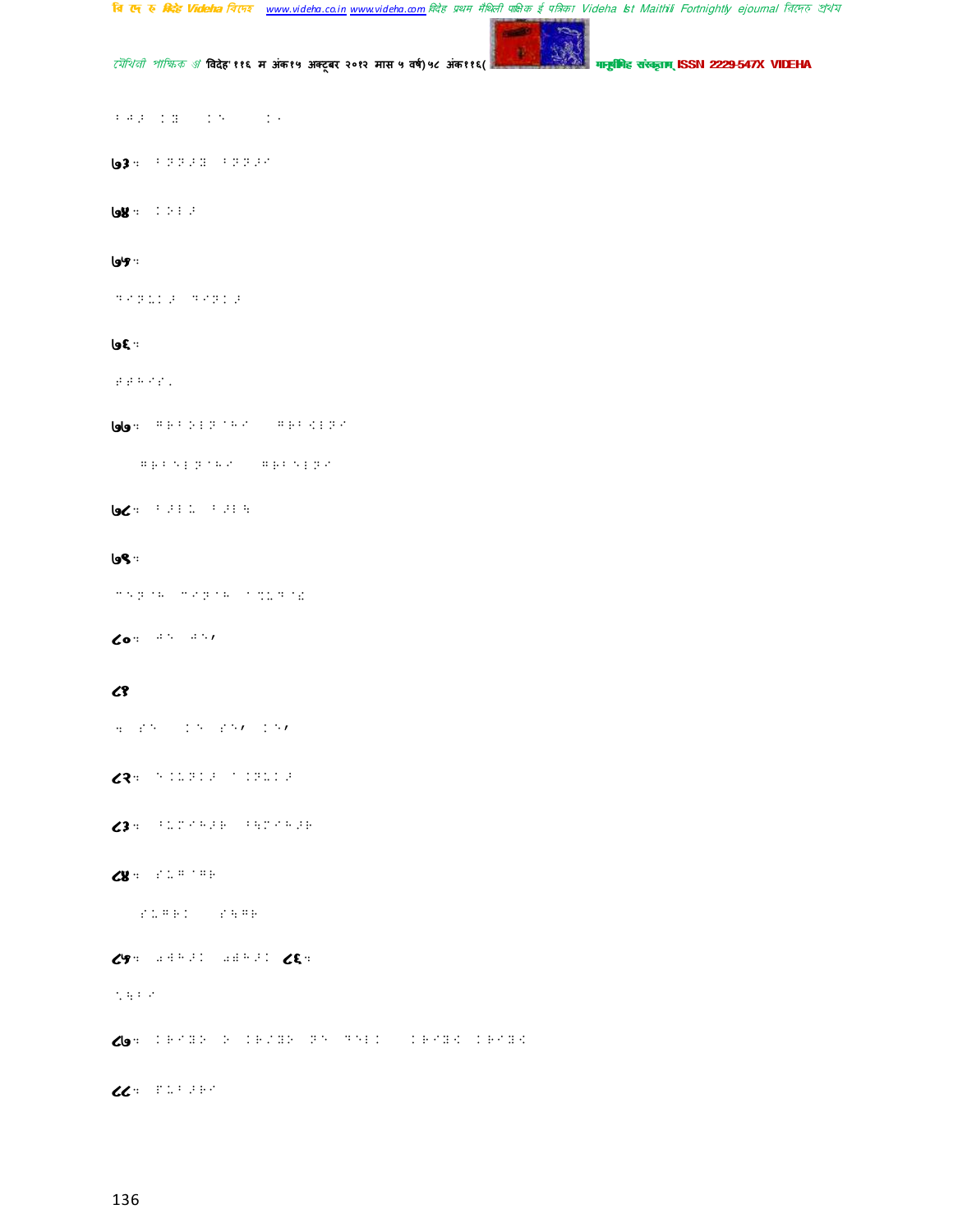७३ः

७४ः

७५ः

७६ः

७७ः

७८ः

७९ः

८०ः

८१

८२ः

८३ः

८४ः

८५ः ८६ः

८७ः

८८ः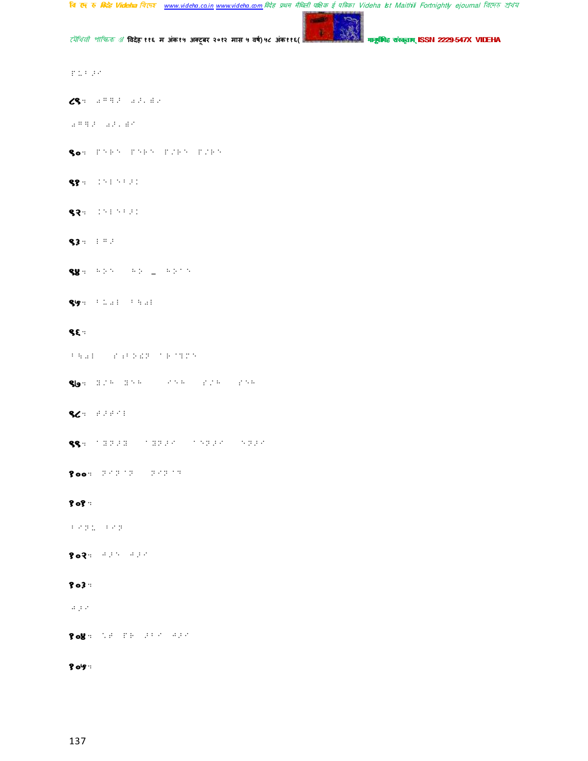८९ः

९०ः

९१ः

९२ः

९३ः

९४ः _

९५ः

९६ः

९७ः

९८ः

९९ः

१००ः

१०१ः

१०२ः

१०३ः

१०४ः

१०५ः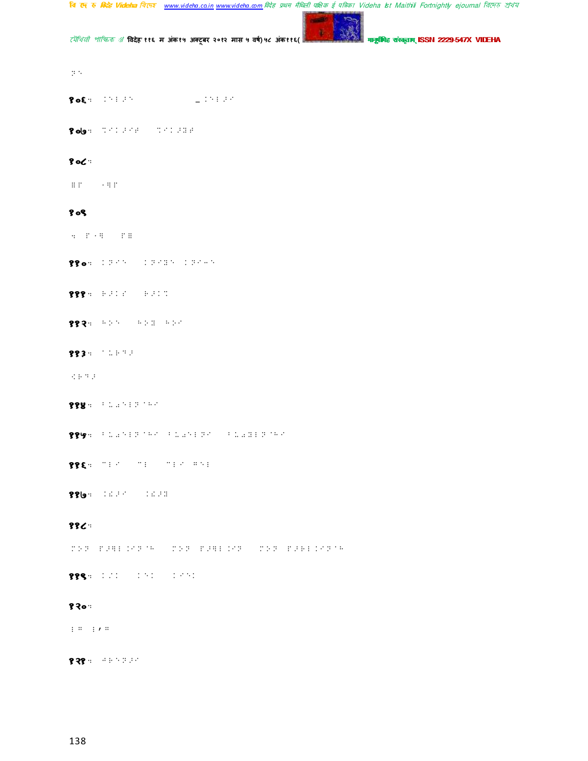१०६: 

१०७: 

१०८:

१०९

११०: 

१११: 

११२: 

११३: 

११४: 

११५: 

११६: 

११७: 

११८:

११९: 

१२०:

१२१: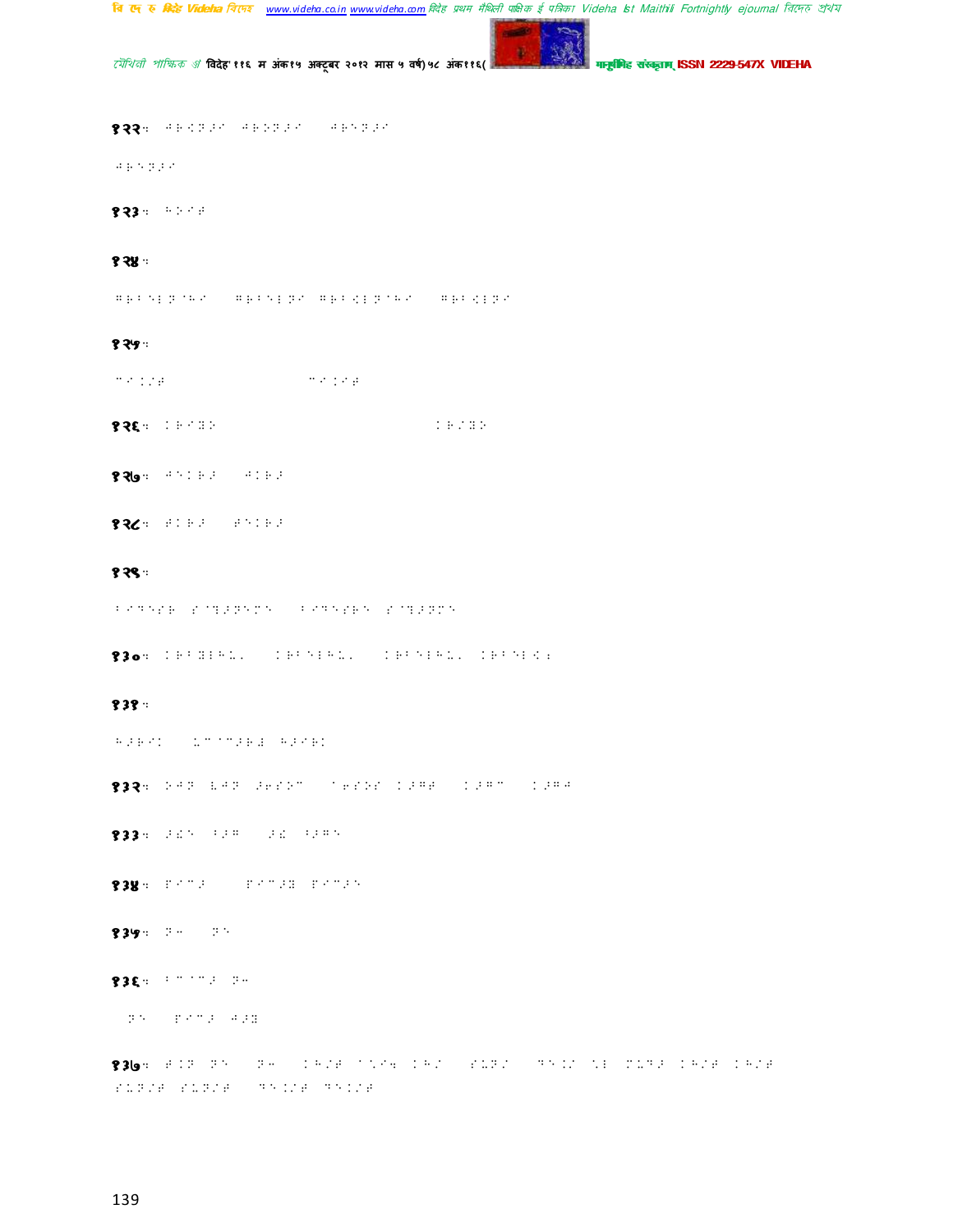१२२:

१२३:

१२४:

१२५:

१२६:

१२७:

१२८:

१२९:

१३०:

१३१:

१३२:

१३३:

१३४:

१३५:

१३६:

१३७: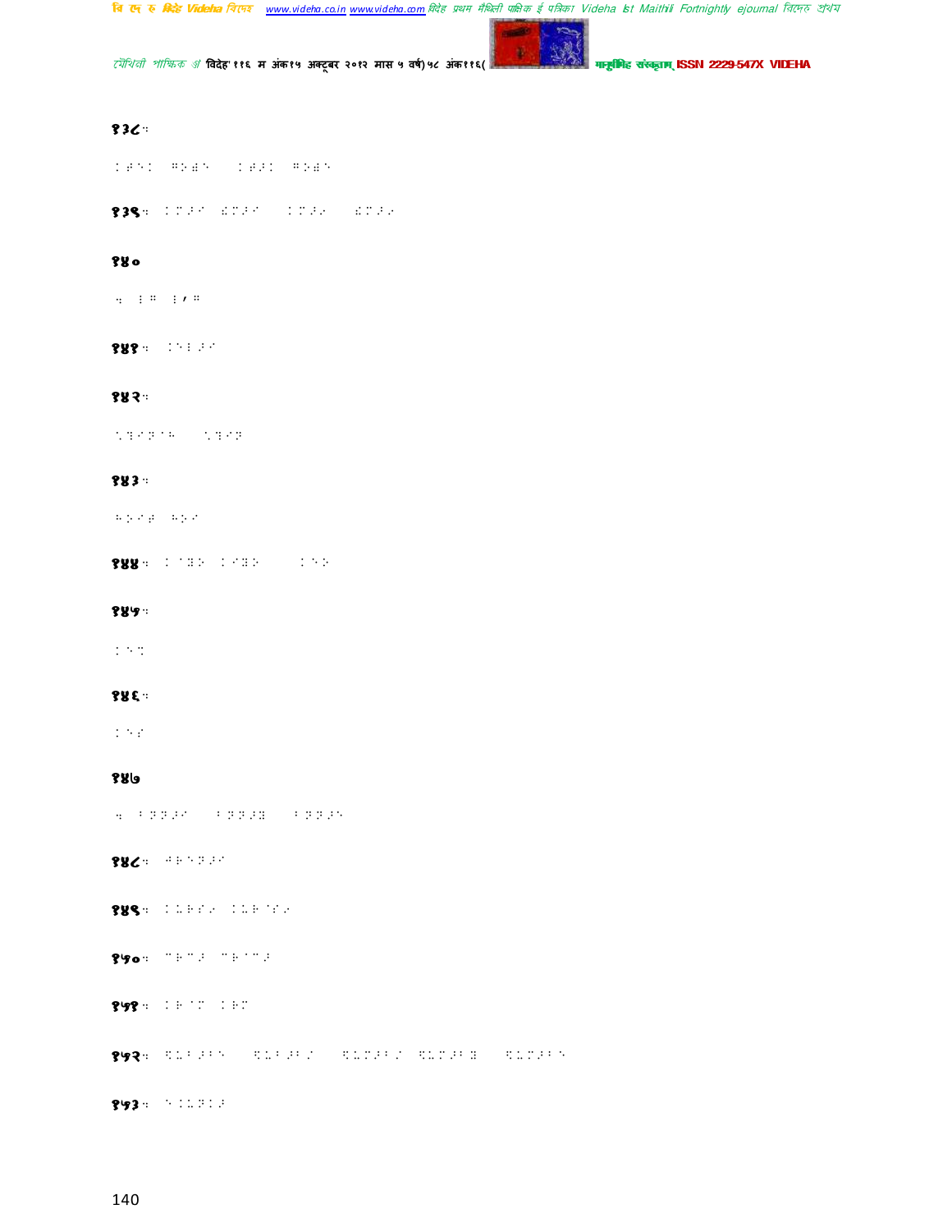**१३८**:

**१३९**:

**१४०**

**१४१**:

**१४२**:

**१४३**:

**१४४**:

**१४५**:

**१४६**:

**१४७**

**१४८**:

**१४९**:

**१५०**:

**१५१**:

**१५२**:

**१५३**: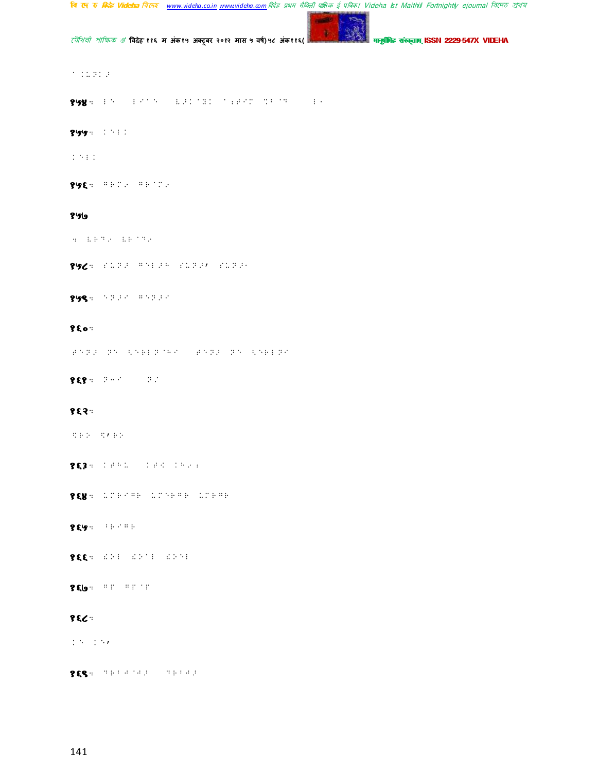१५४:

१५५:

१५६:

१५७

१५८:

१५९:

१६०:

१६१:

१६२:

१६३:

१६४:

१६५:

१६६:

१६७:

१६८:

१६९: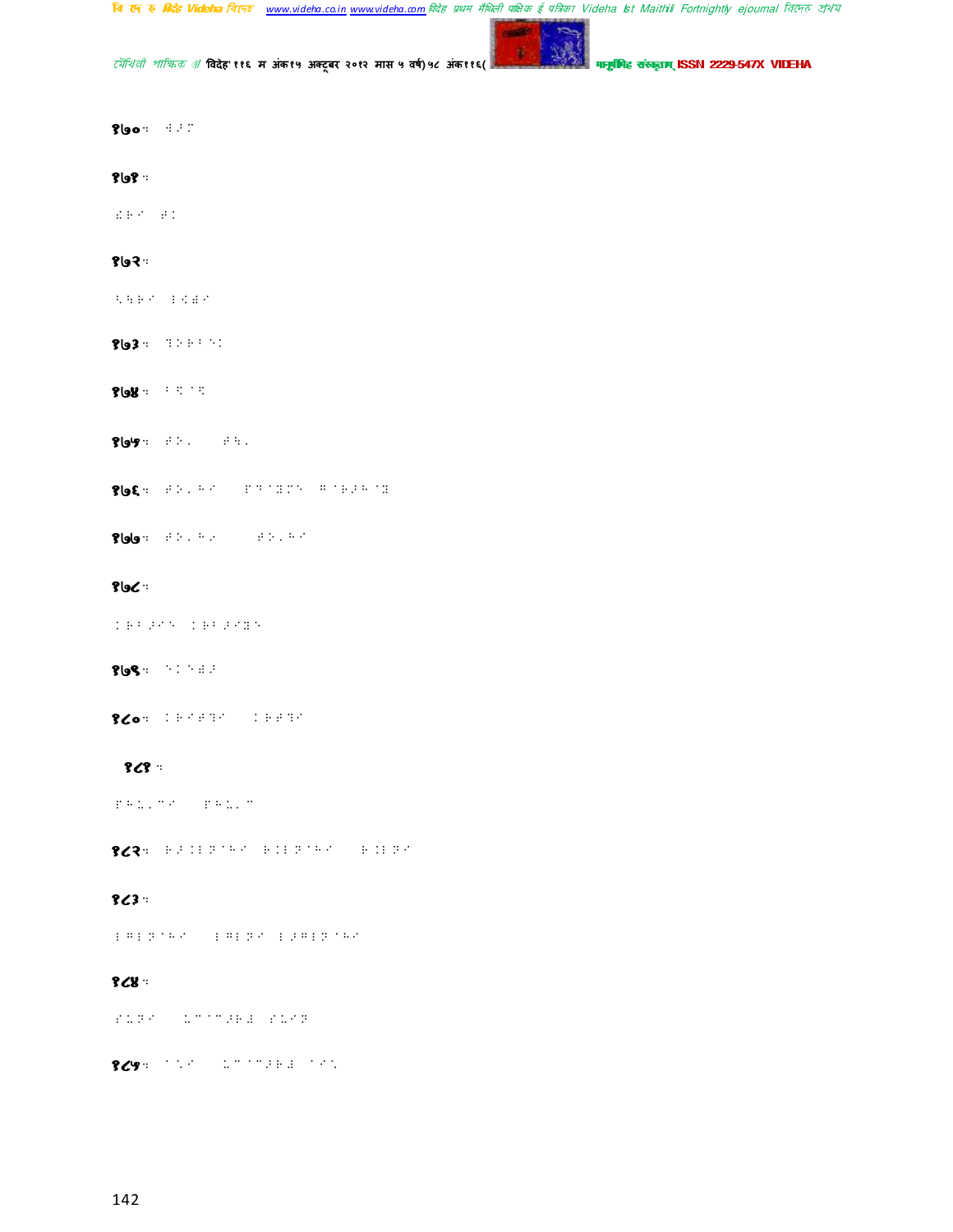१७०:

१७१:

१७२:

१७३:

१७४:

१७५:

१७६:

१७७:

१७८:

१७९:

१८०:

१८१:

१८२:

१८३:

१८४:

१८५: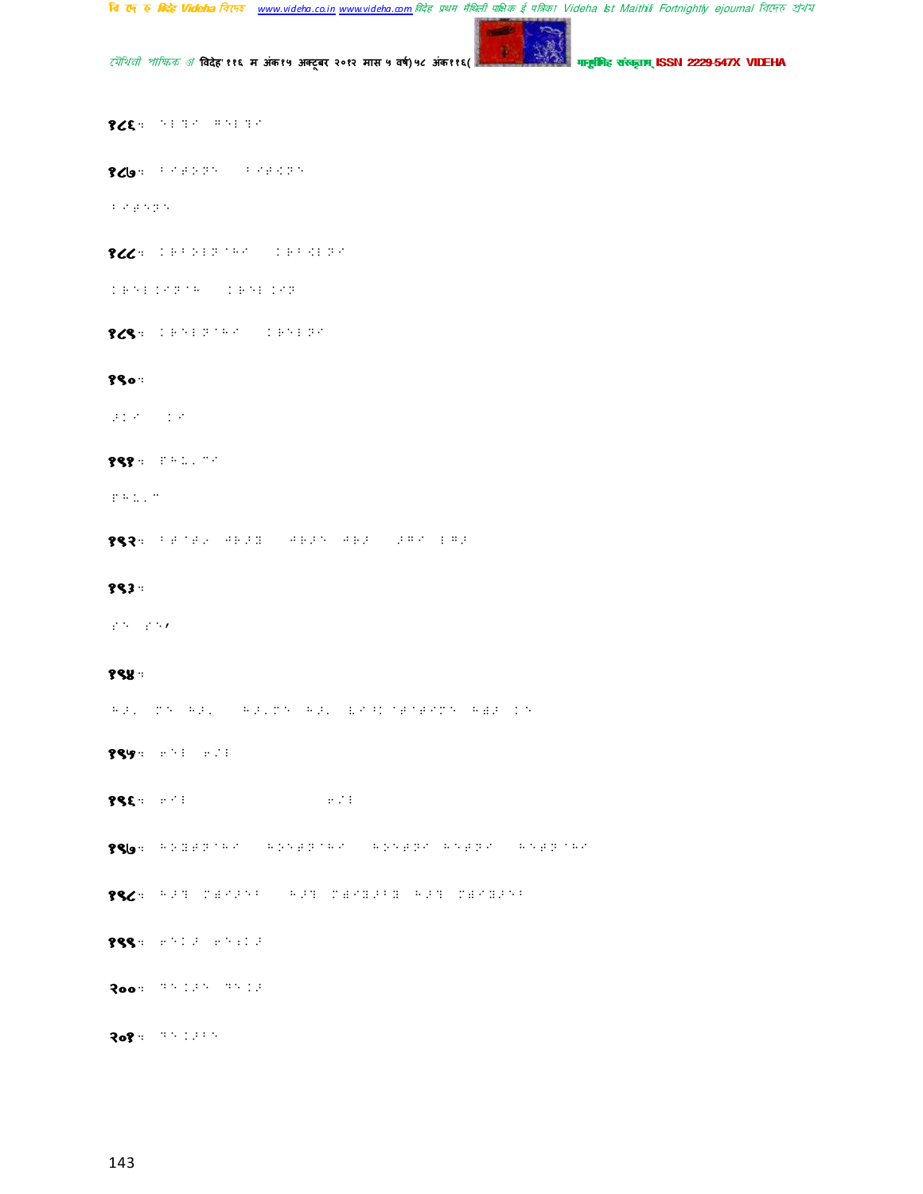१८६ः

१८७ः

१८८ः

१८९ः

१९०ः

१९१ः

१९२ः

१९३ः

१९४ः

१९५ः

१९६ः

१९७ः

१९८ः

१९९ः

२००ः

२०१ः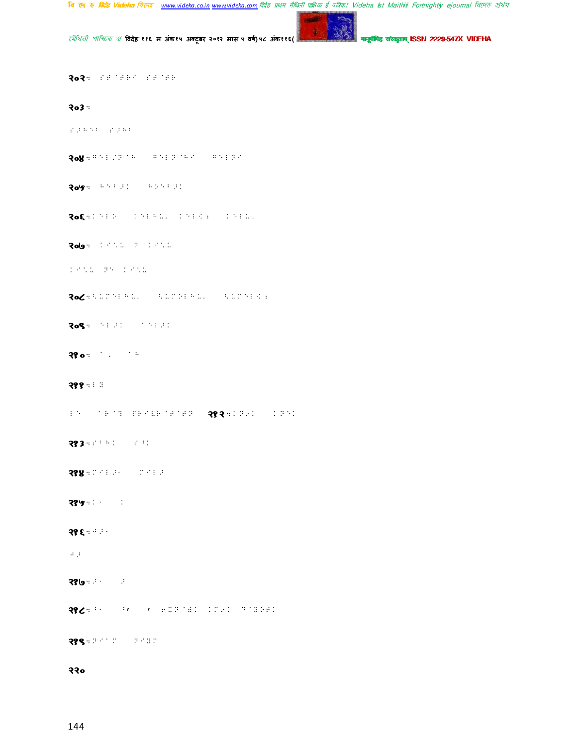२०२:

२०३:

२०४:

२०५:

२०६:

२०७:

२०८:

२०९:

२१०:

२११:

२१२:

२१३:

२१४:

२१५:

२१६:

२१७:

२१८:

२१९:

२२०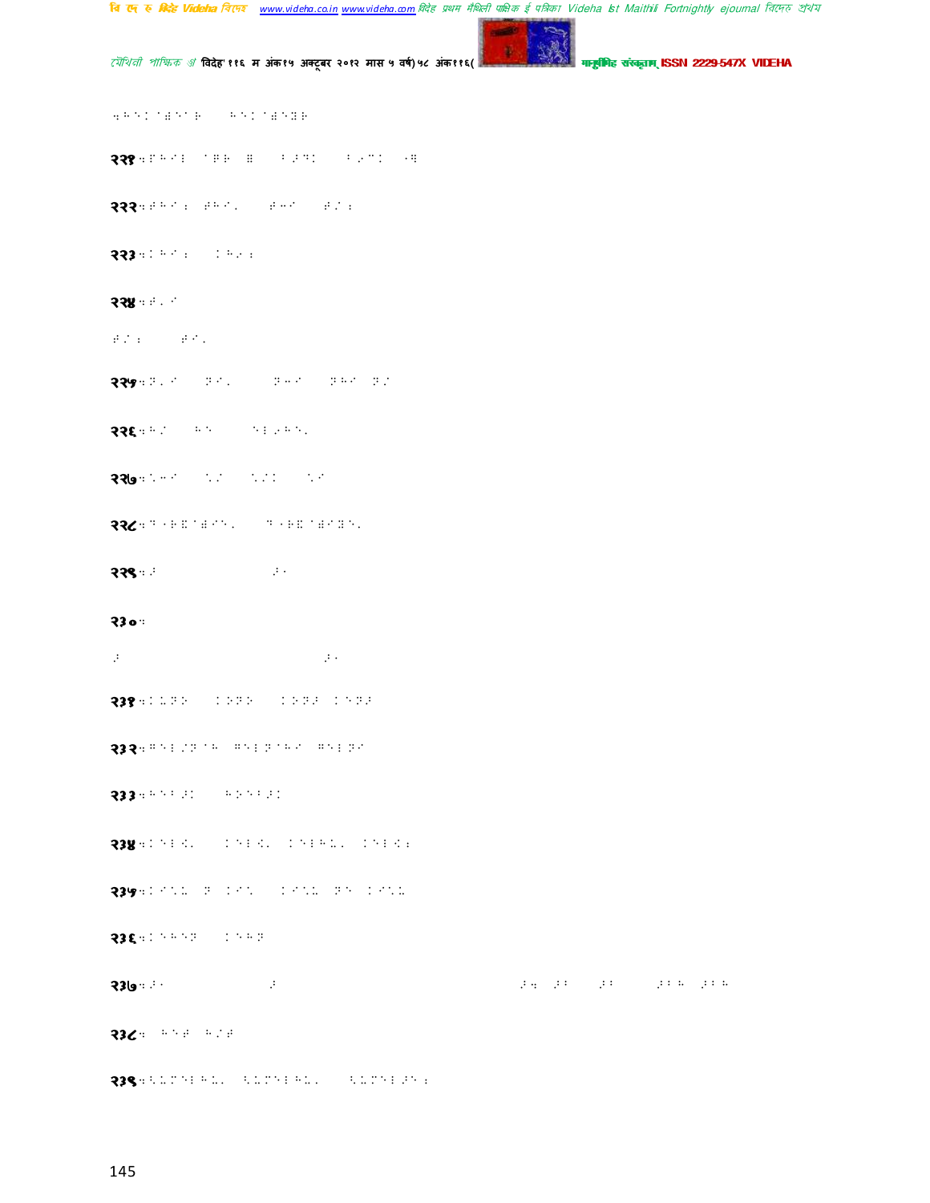२२१

२२२

२२३

२२४

२२५

२२६

२२७

२२८

२२९

२३०

२३१

२३२

२३३

२३४

२३५

२३६

२३७

२३८

२३९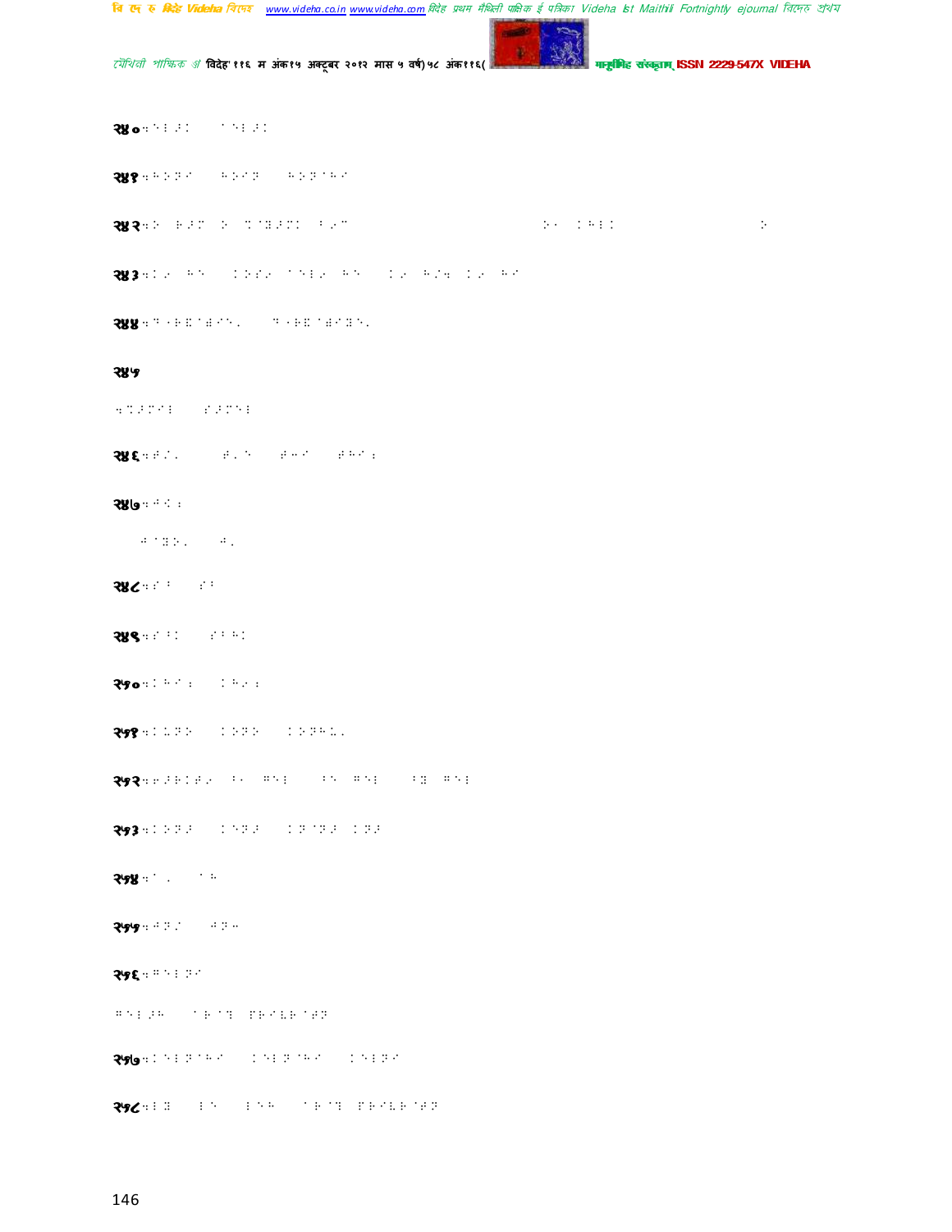२४०

२४१

२४२

२४३

२४४

२४५

२४६

२४७

२४८

२४९

२५०

२५१

२५२

२५३

२५४

२५५

२५६

२५७

२५८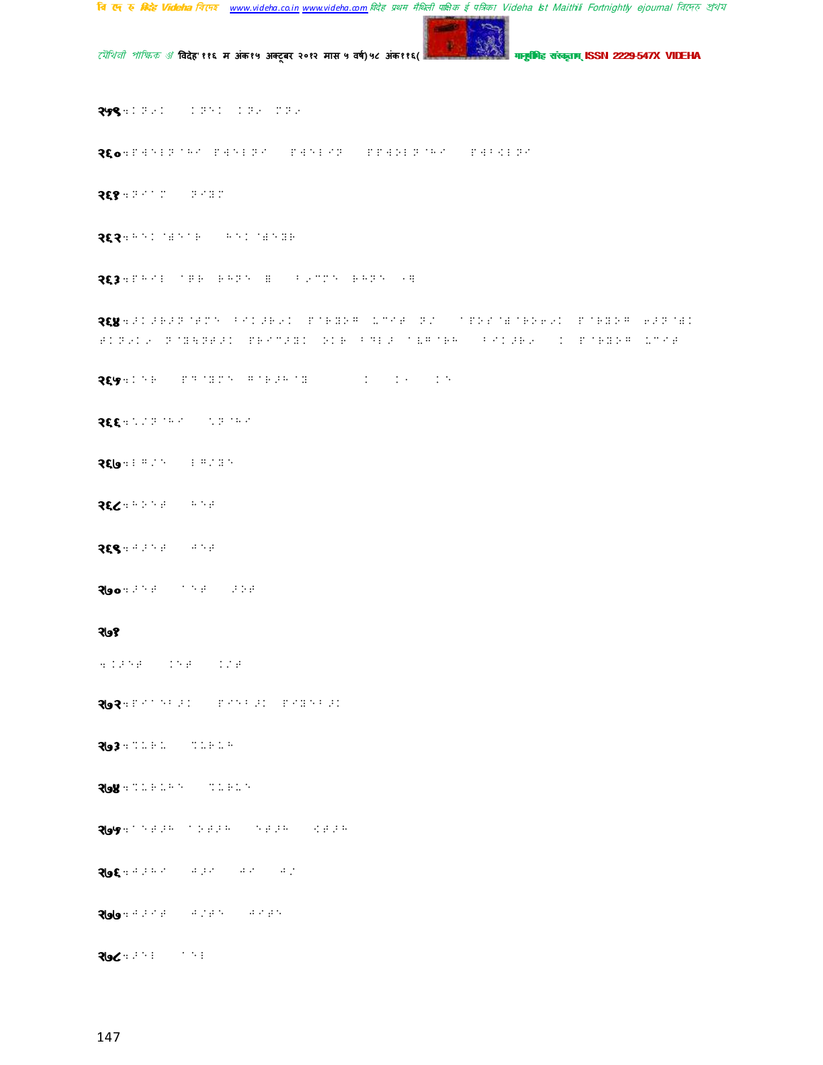२५९:-

२६०:-

२६१:-

२६२:-

२६३:-

२६४:-

२६५:-

२६६:-

२६७:-

२६८:-

२६९:-

२७०:-

२७१

:-

२७२:-

२७३:-

२७४:-

२७५:-

२७६:-

२७७:-

२७८:-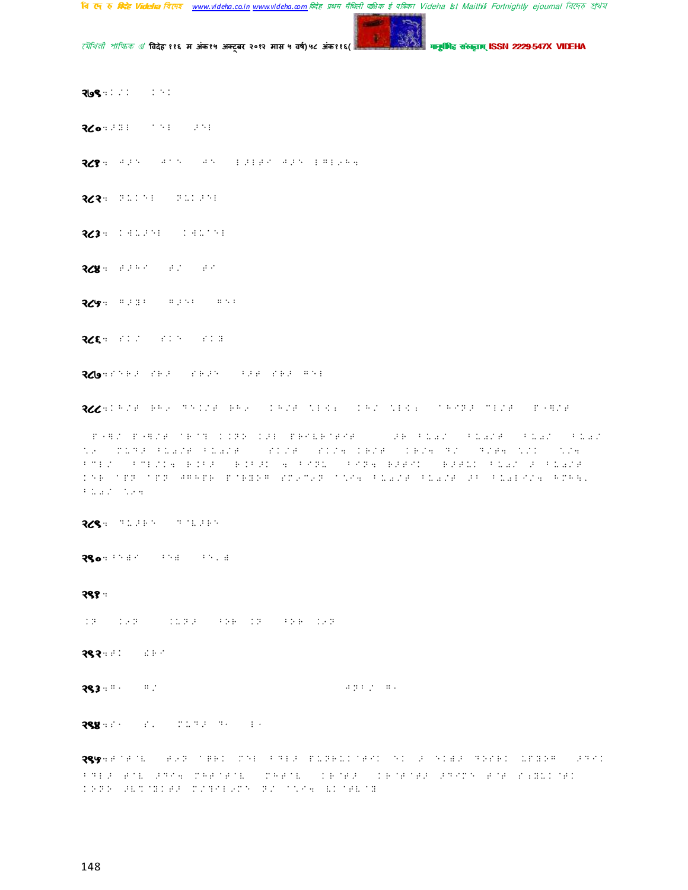२७९:

२८०:

२८१:

२८२:

२८३:

२८४:

२८५:

२८६:

२८७:

२८८:

२८९:

२९०:

२९१:

२९२:

२९३:

२९४:

२९५: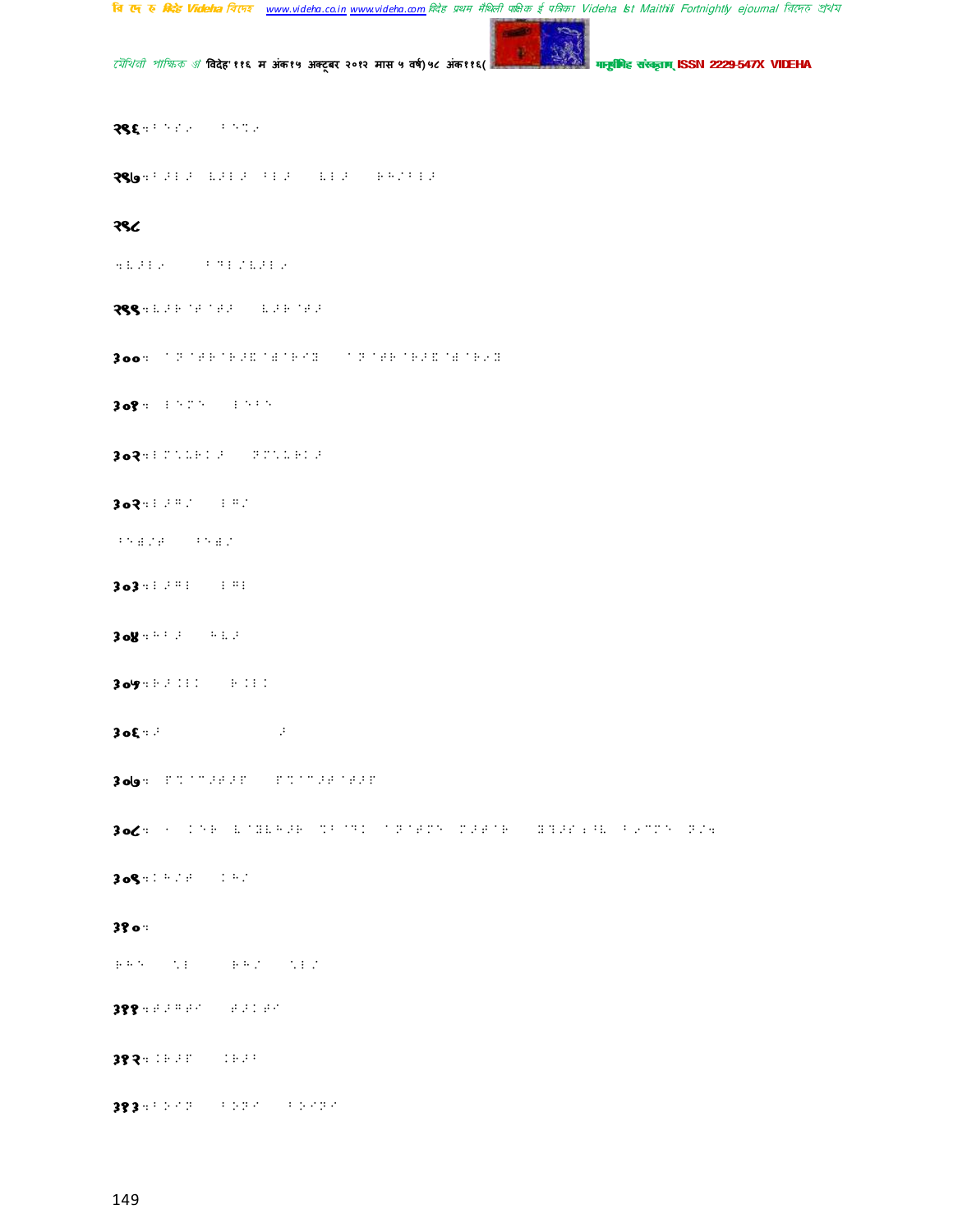२९६:

२९७:

२९८

२९९:

३००:

३०१:

३०२:

३०३:

३०३:

३०४:

३०५:

३०६:

३०७:

३०८:

३०९:

३१०:

३११:

३१२:

३१३: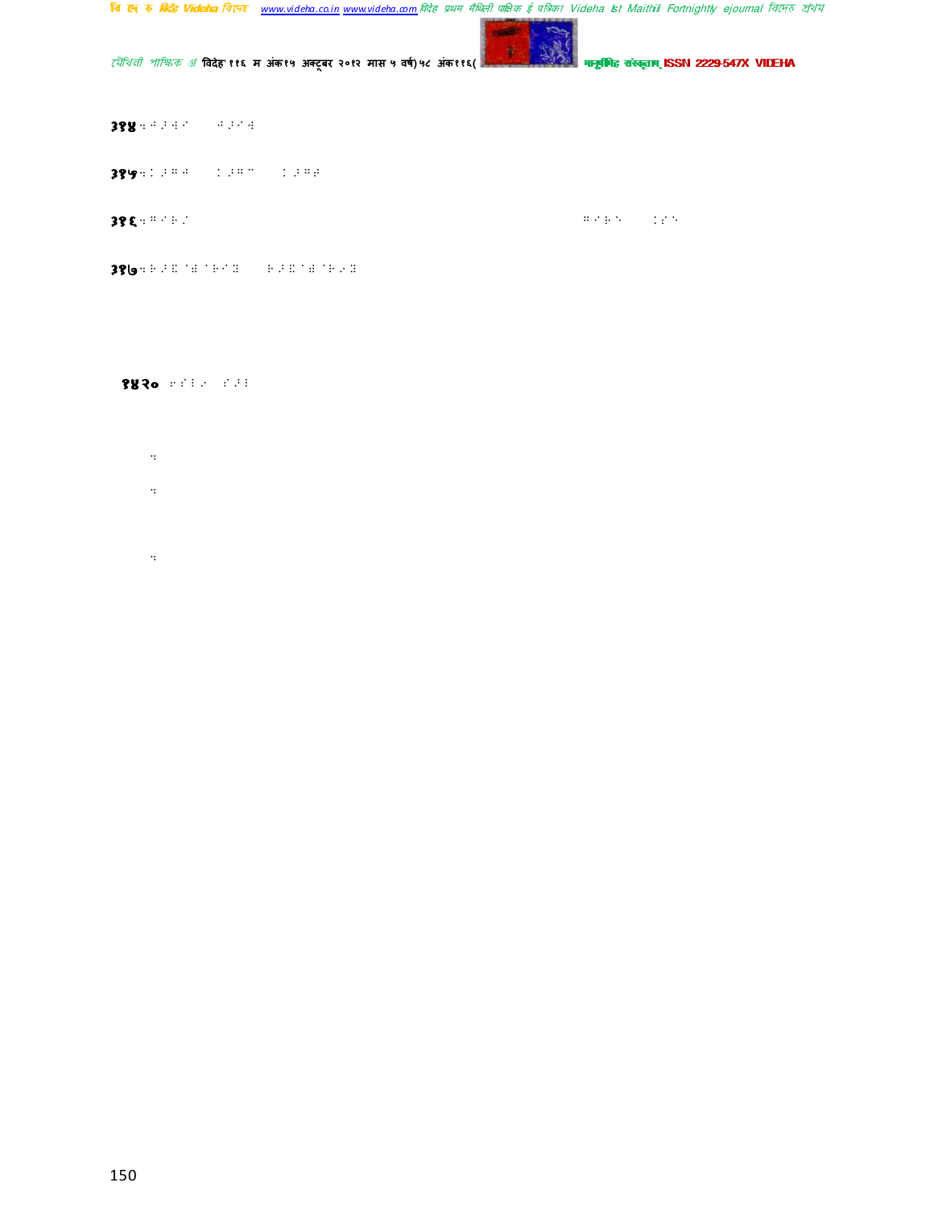३१४ ः ⠅⠂⠃⠁ ⠅⠂⠁⠃

३१५ ः ⠂⠂⠉⠅ ⠂⠂⠉⠈ ⠂⠂⠉⠂

३१६ ः ⠉⠁⠃⠂ ⠉⠁⠃⠑ ⠂⠂⠑

३१७ ः ⠃⠂⠇⠁⠇⠁⠃⠁⠇ ⠃⠂⠇⠁⠇⠁⠃⠂⠇

१४२० ⠗⠁⠇⠂ ⠁⠂⠇

ः

ः

ः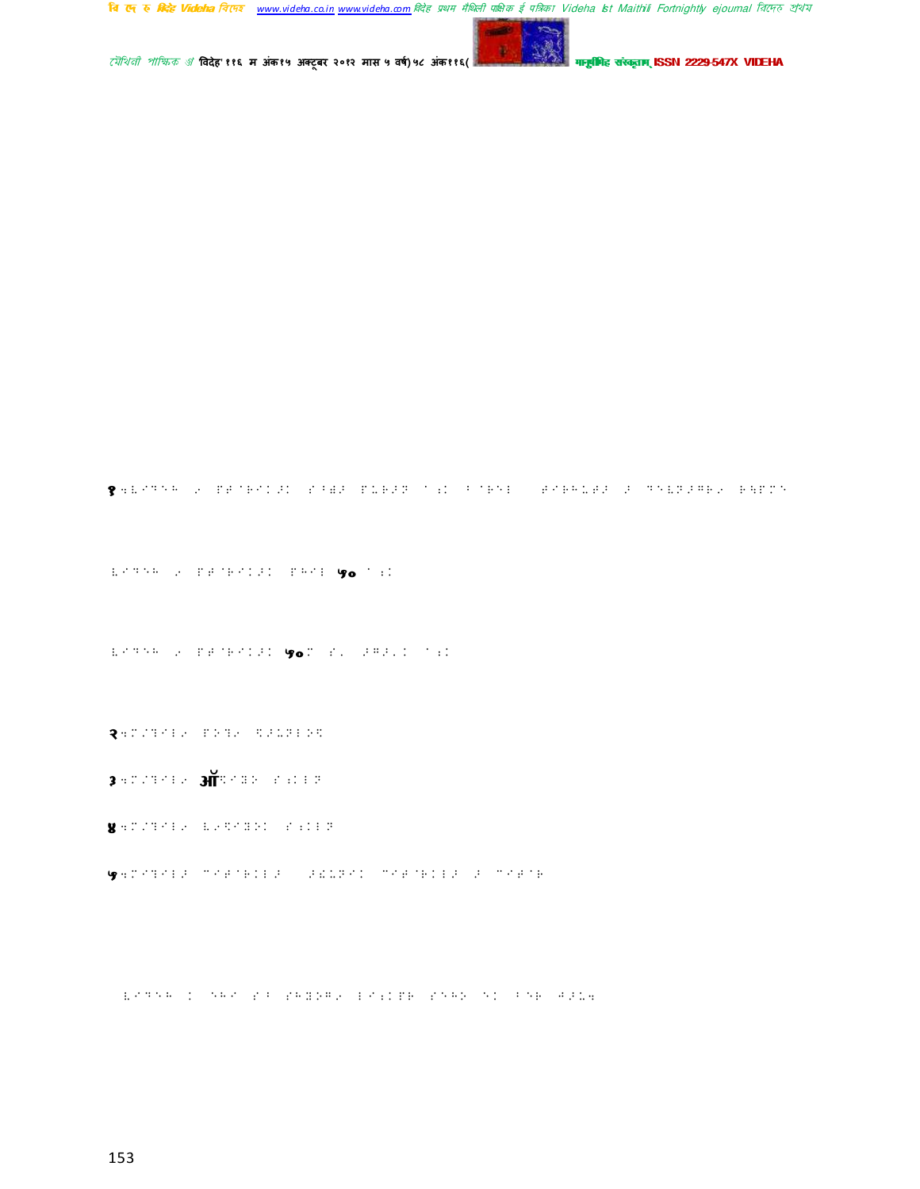१.

२.

३. ऑ

४.

५.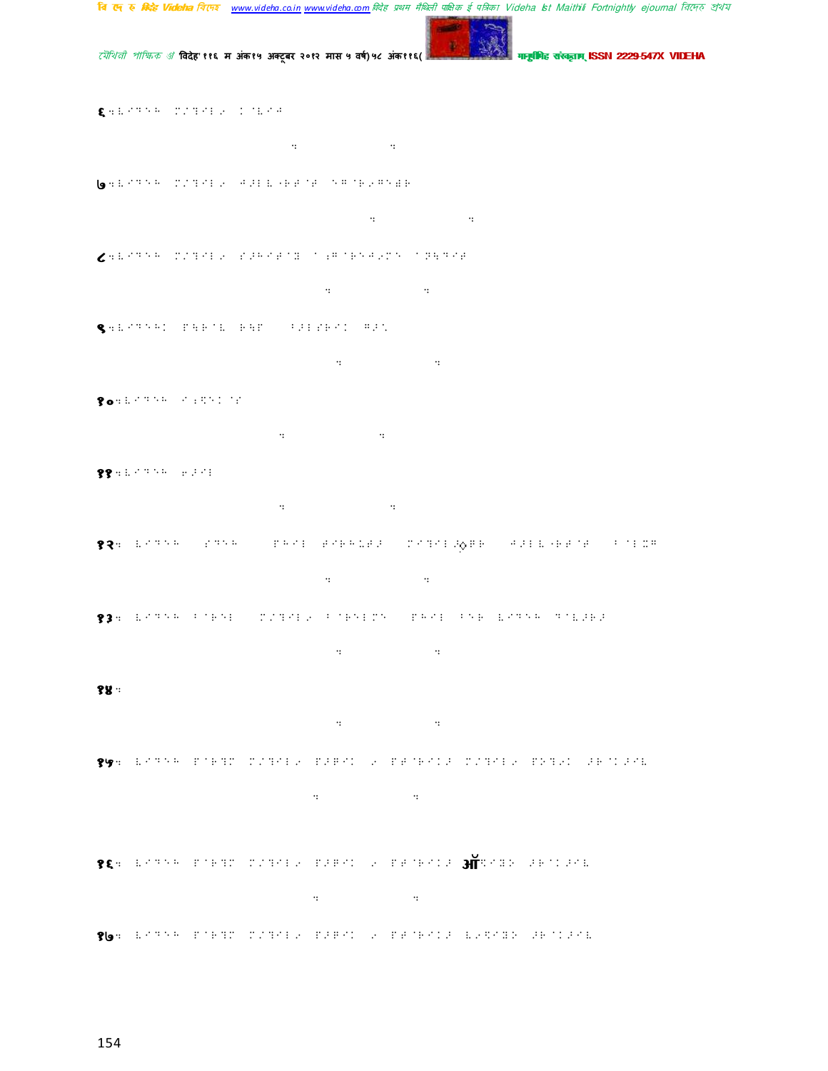६:

७:

८:

९:

१०:

११:

१२:

१३:

१४:

१५:

१६: ऑ

१७: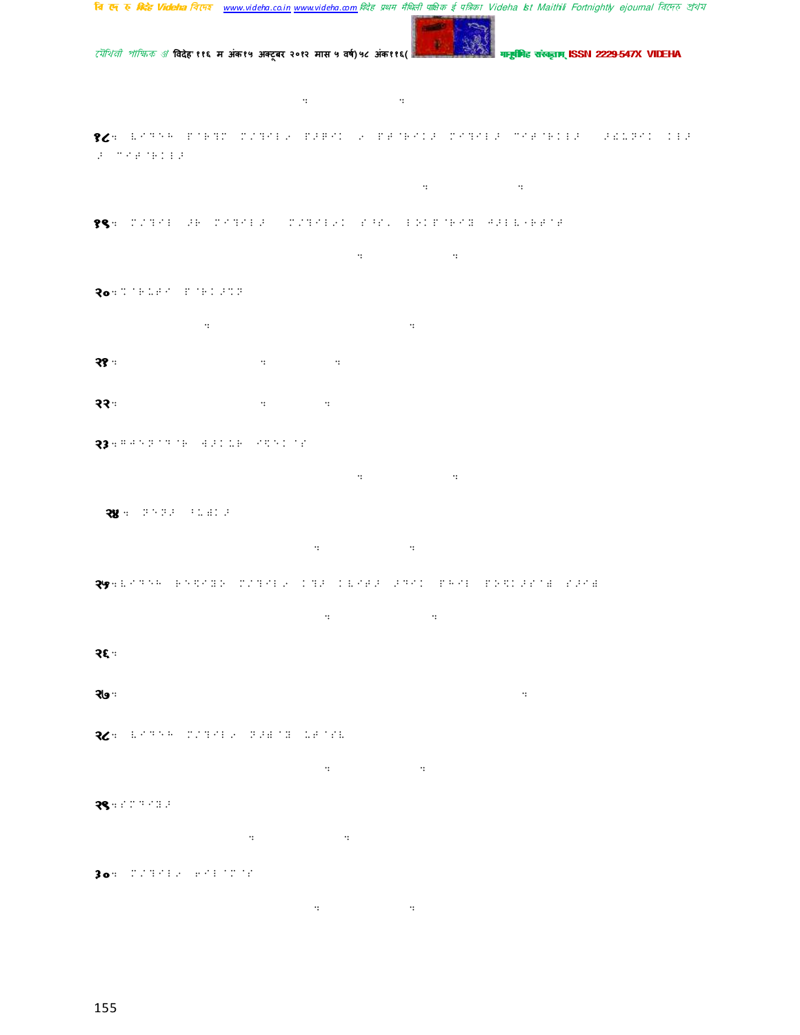१८:

१९:

२०:

२१:

२२:

२३:

२४:

२५:

२६:

२७:

२८:

२९:

३०: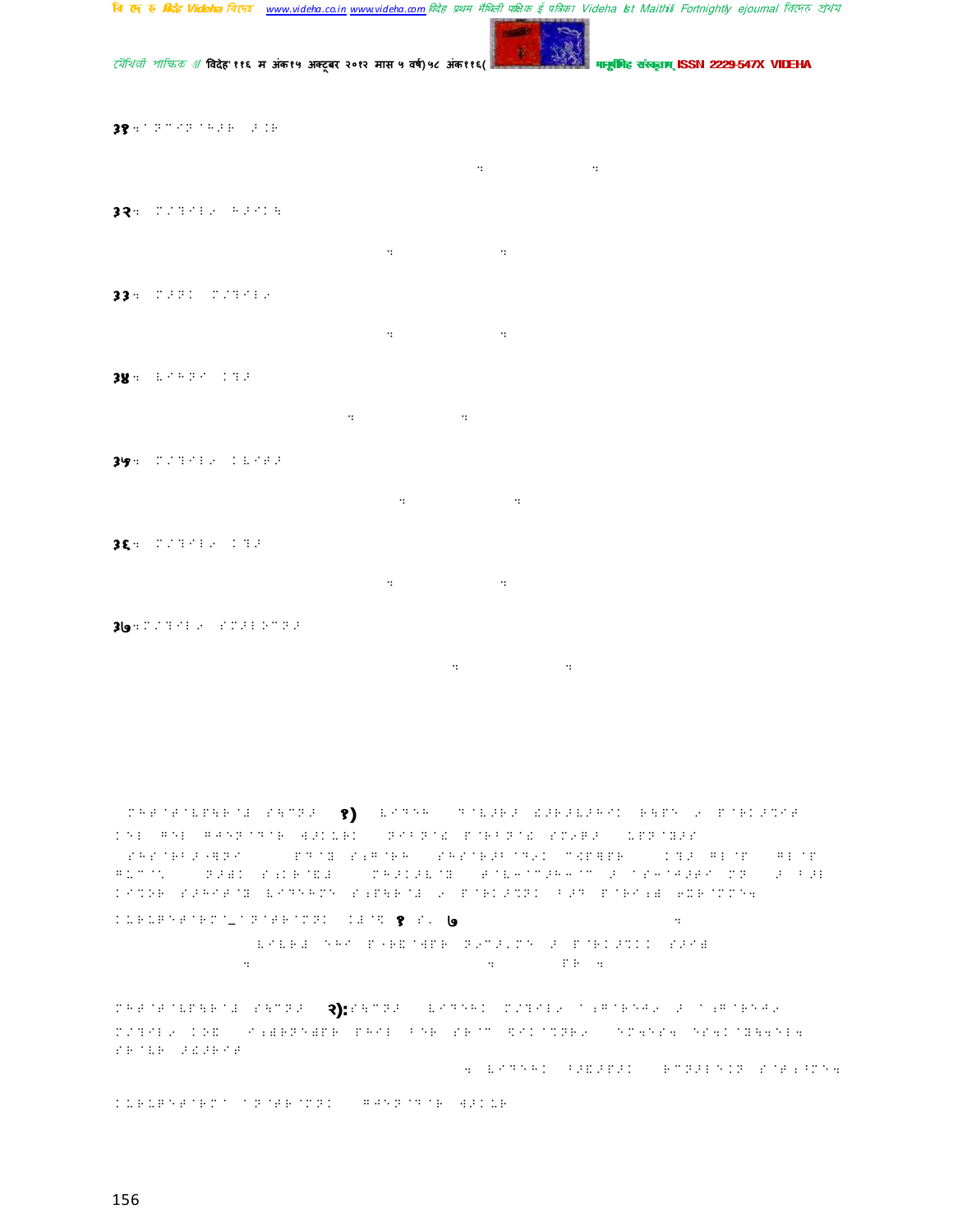३१

३२

३३

३४

३५

३६

३७

१)

१ ७

२):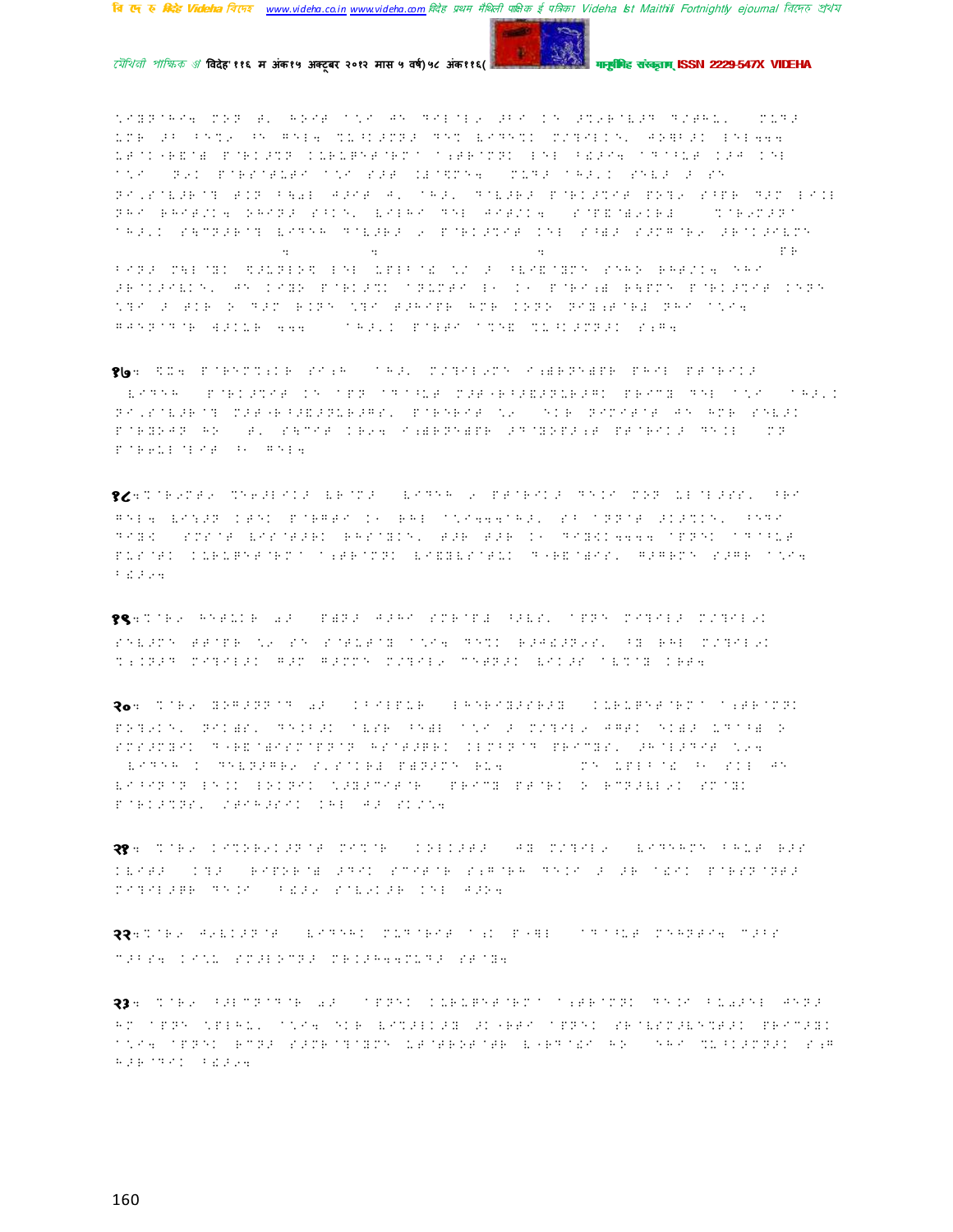१७.

१८.

१९.

२०.

२१.

२२.

२३.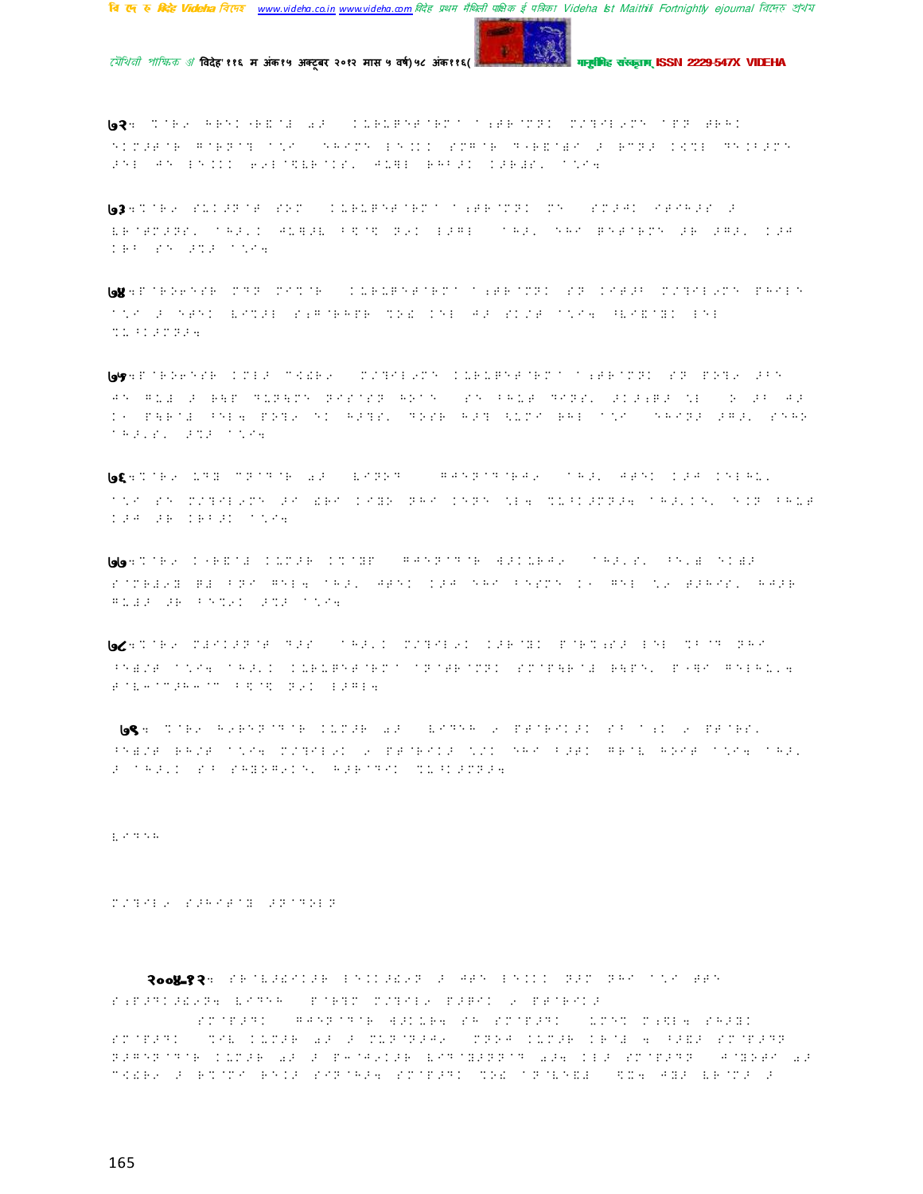**७२**:

**७३**:

**७४**:

**७५**:

**७६**:

**७७**:

**७८**:

**७९**:

**२००४-१२**: